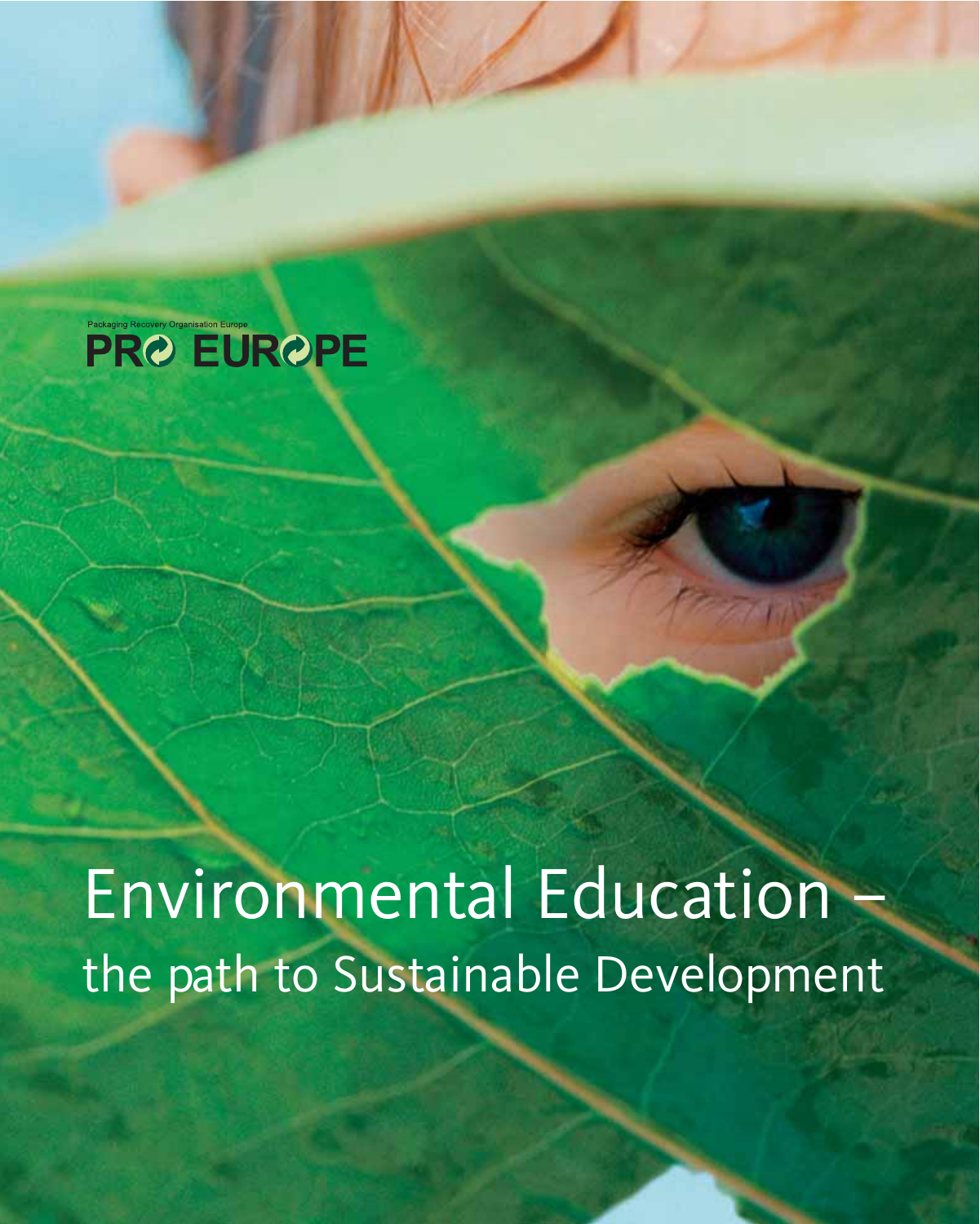Packaging Recovery Organisation Europe

PRO EUROPE

# Environmental Education – the path to Sustainable Development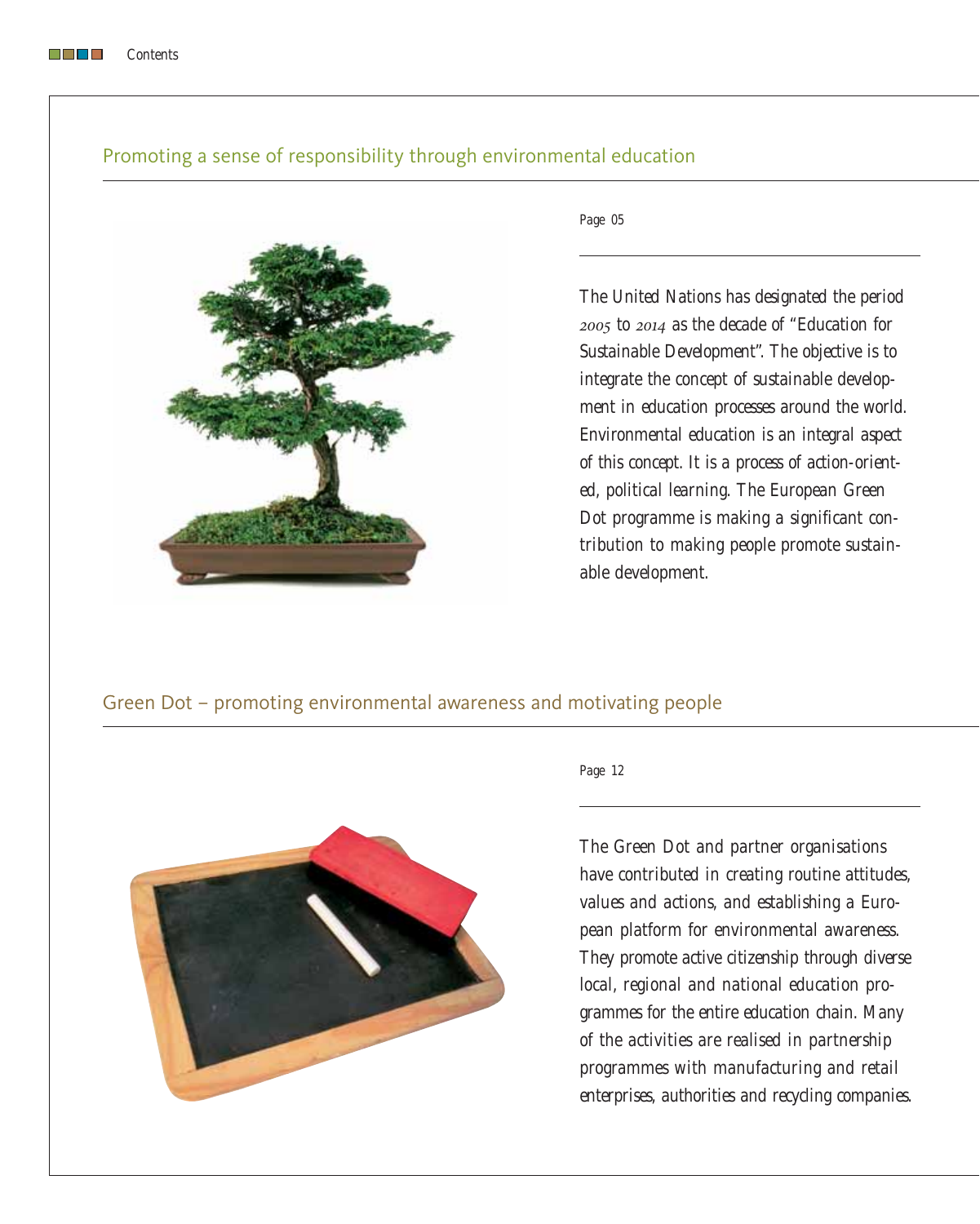Contents

## Promoting a sense of responsibility through environmental education

Page 05

The United Nations has designated the period 2005 to 2014 as the decade of "Education for Sustainable Development". The objective is to integrate the concept of sustainable development in education processes around the world. Environmental education is an integral aspect of this concept. It is a process of action-oriented, political learning. The European Green Dot programme is making a significant contribution to making people promote sustainable development.

## Green Dot – promoting environmental awareness and motivating people

Page 12

The Green Dot and partner organisations have contributed in creating routine attitudes, values and actions, and establishing a European platform for environmental awareness. They promote active citizenship through diverse local, regional and national education programmes for the entire education chain. Many of the activities are realised in partnership programmes with manufacturing and retail enterprises, authorities and recycling companies.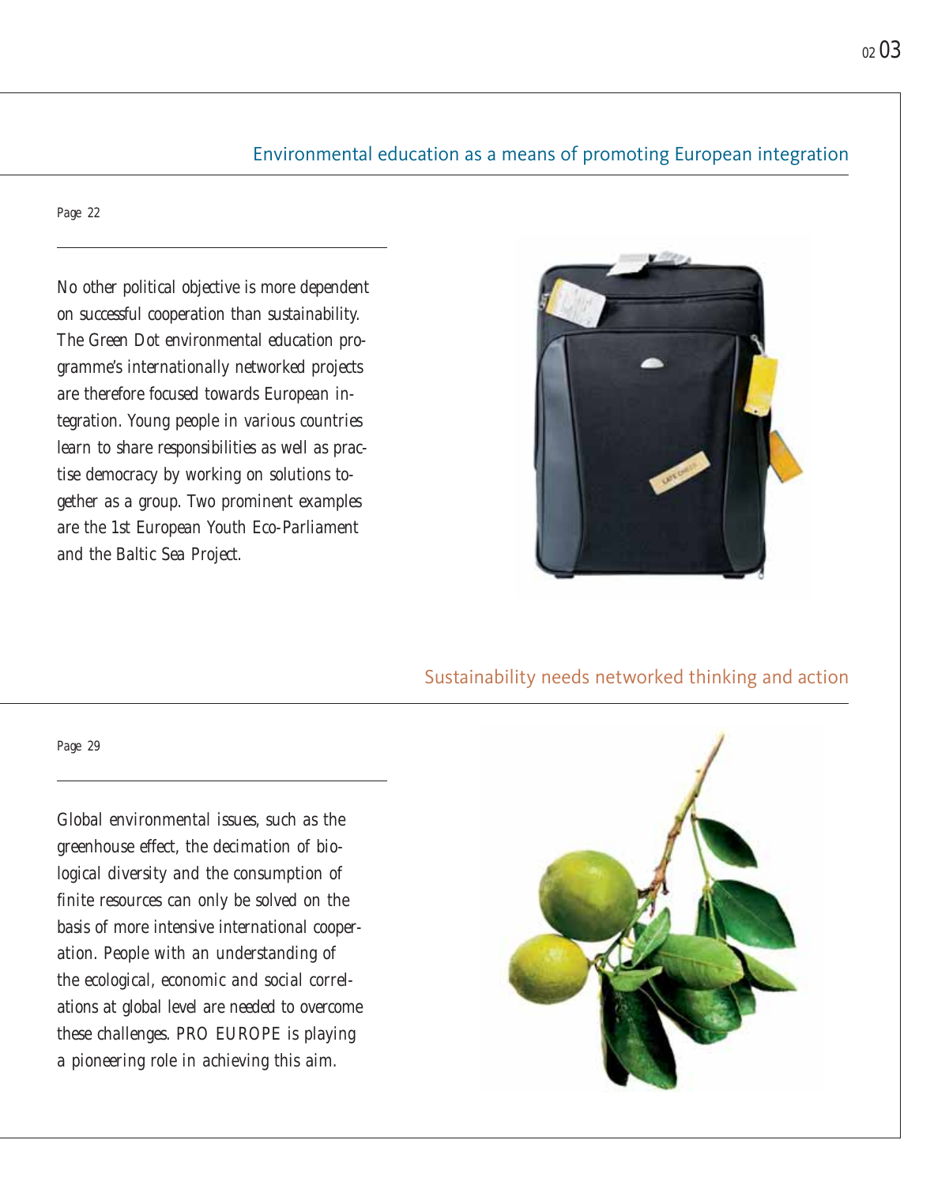## Environmental education as a means of promoting European integration

Page 22

No other political objective is more dependent on successful cooperation than sustainability. The Green Dot environmental education programme's internationally networked projects are therefore focused towards European integration. Young people in various countries learn to share responsibilities as well as practise democracy by working on solutions together as a group. Two prominent examples are the 1st European Youth Eco-Parliament and the Baltic Sea Project.

## Sustainability needs networked thinking and action

Page 29

Global environmental issues, such as the greenhouse effect, the decimation of biological diversity and the consumption of finite resources can only be solved on the basis of more intensive international cooperation. People with an understanding of the ecological, economic and social correlations at global level are needed to overcome these challenges. PRO EUROPE is playing a pioneering role in achieving this aim.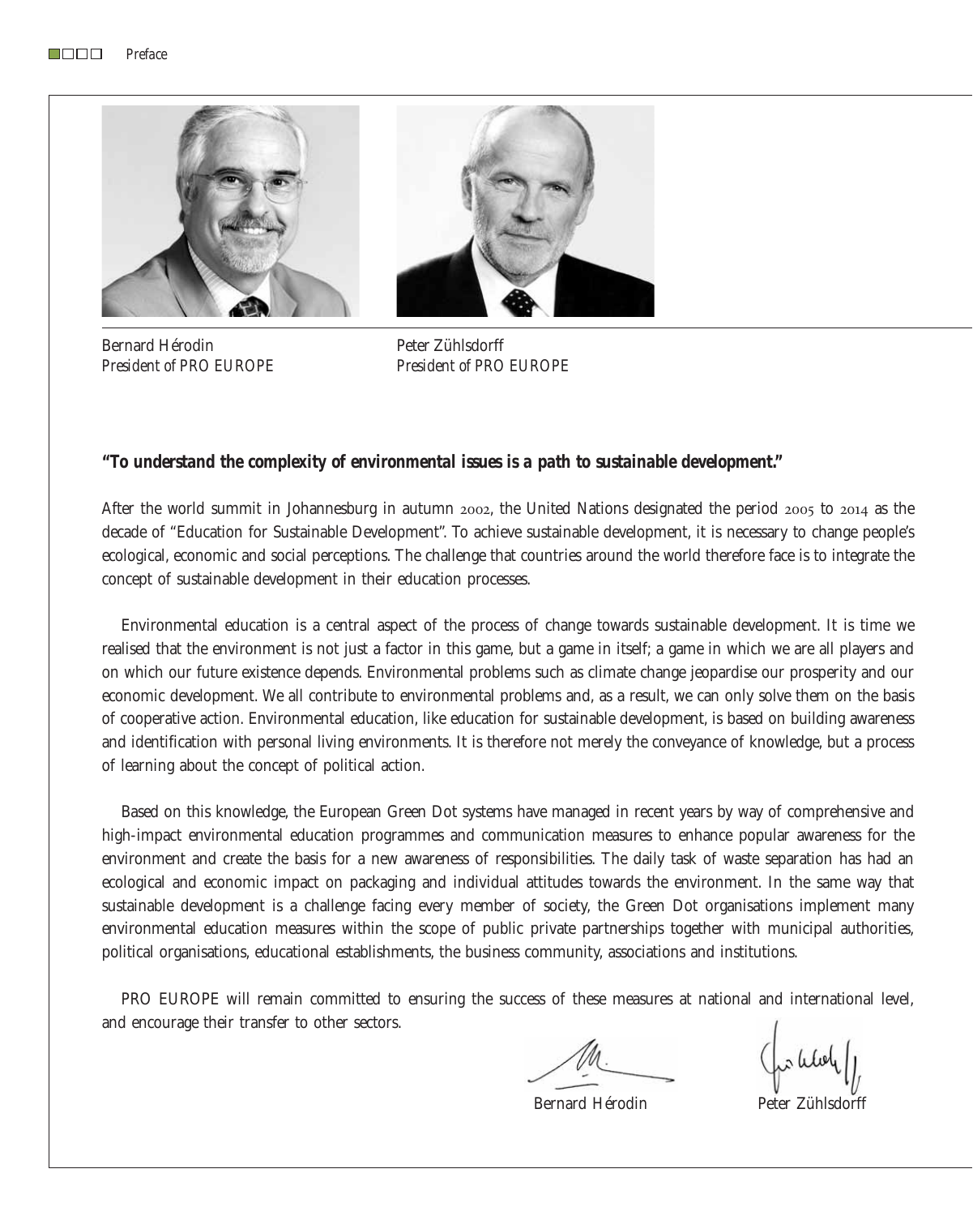Bernard Hérodin
*President of PRO EUROPE*

Peter Zühlsdorff
*President of PRO EUROPE*

**"To understand the complexity of environmental issues is a path to sustainable development."**

After the world summit in Johannesburg in autumn 2002, the United Nations designated the period 2005 to 2014 as the decade of "Education for Sustainable Development". To achieve sustainable development, it is necessary to change people's ecological, economic and social perceptions. The challenge that countries around the world therefore face is to integrate the concept of sustainable development in their education processes.

Environmental education is a central aspect of the process of change towards sustainable development. It is time we realised that the environment is not just a factor in this game, but a game in itself; a game in which we are all players and on which our future existence depends. Environmental problems such as climate change jeopardise our prosperity and our economic development. We all contribute to environmental problems and, as a result, we can only solve them on the basis of cooperative action. Environmental education, like education for sustainable development, is based on building awareness and identification with personal living environments. It is therefore not merely the conveyance of knowledge, but a process of learning about the concept of political action.

Based on this knowledge, the European Green Dot systems have managed in recent years by way of comprehensive and high-impact environmental education programmes and communication measures to enhance popular awareness for the environment and create the basis for a new awareness of responsibilities. The daily task of waste separation has had an ecological and economic impact on packaging and individual attitudes towards the environment. In the same way that sustainable development is a challenge facing every member of society, the Green Dot organisations implement many environmental education measures within the scope of public private partnerships together with municipal authorities, political organisations, educational establishments, the business community, associations and institutions.

PRO EUROPE will remain committed to ensuring the success of these measures at national and international level, and encourage their transfer to other sectors.

Bernard Hérodin

Peter Zühlsdorff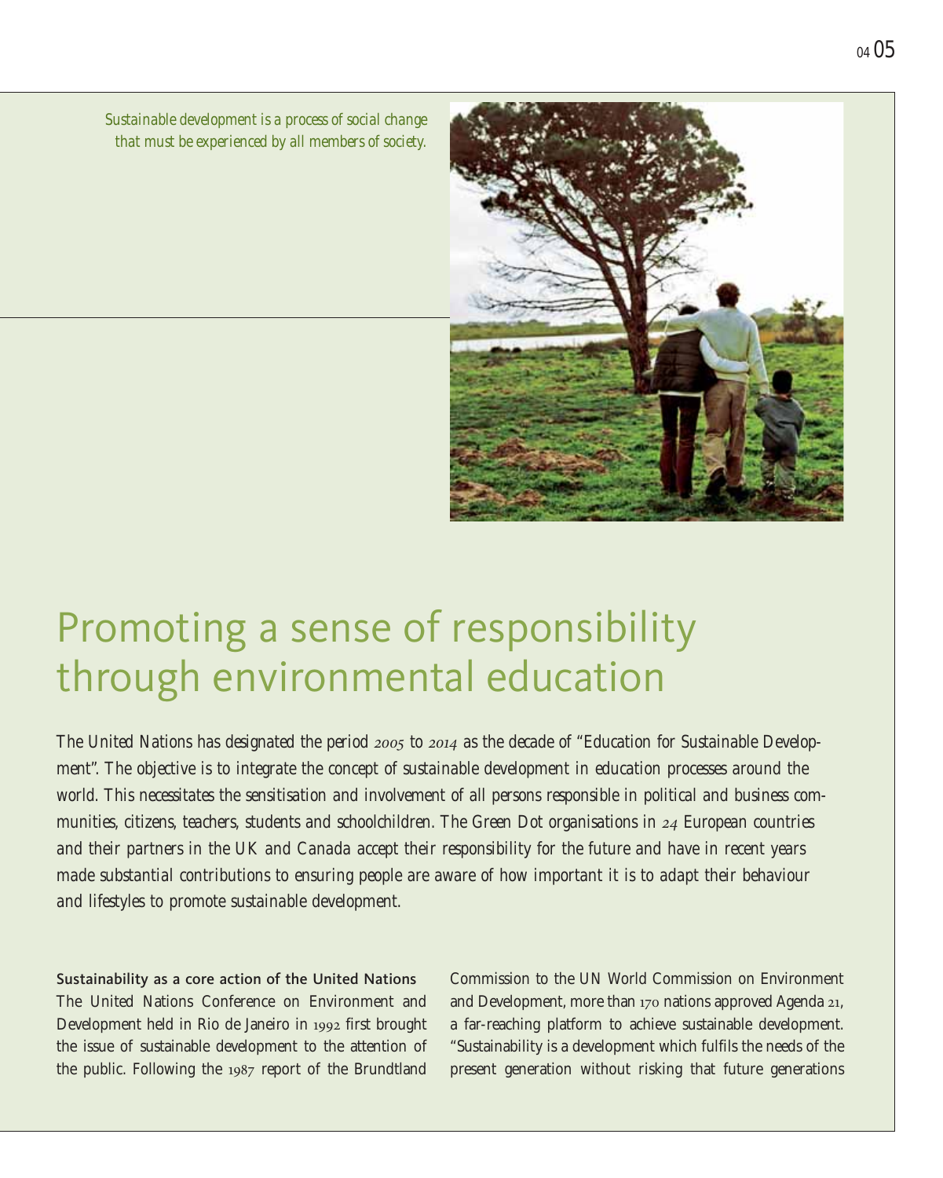*Sustainable development is a process of social change that must be experienced by all members of society.*

# Promoting a sense of responsibility through environmental education

*The United Nations has designated the period 2005 to 2014 as the decade of "Education for Sustainable Development". The objective is to integrate the concept of sustainable development in education processes around the world. This necessitates the sensitisation and involvement of all persons responsible in political and business communities, citizens, teachers, students and schoolchildren. The Green Dot organisations in 24 European countries and their partners in the UK and Canada accept their responsibility for the future and have in recent years made substantial contributions to ensuring people are aware of how important it is to adapt their behaviour and lifestyles to promote sustainable development.*

**Sustainability as a core action of the United Nations**

The United Nations Conference on Environment and Development held in Rio de Janeiro in 1992 first brought the issue of sustainable development to the attention of the public. Following the 1987 report of the Brundtland Commission to the UN World Commission on Environment and Development, more than 170 nations approved Agenda 21, a far-reaching platform to achieve sustainable development. "Sustainability is a development which fulfils the needs of the present generation without risking that future generations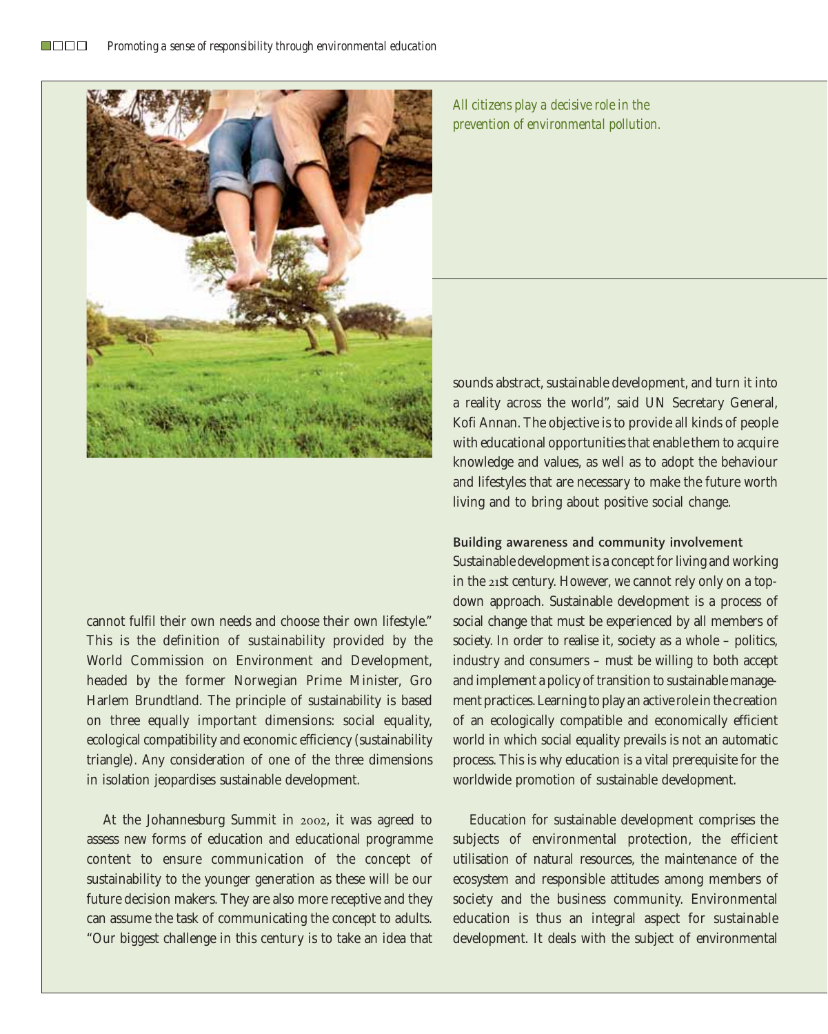*All citizens play a decisive role in the prevention of environmental pollution.*

cannot fulfil their own needs and choose their own lifestyle." This is the definition of sustainability provided by the World Commission on Environment and Development, headed by the former Norwegian Prime Minister, Gro Harlem Brundtland. The principle of sustainability is based on three equally important dimensions: social equality, ecological compatibility and economic efficiency (sustainability triangle). Any consideration of one of the three dimensions in isolation jeopardises sustainable development.

At the Johannesburg Summit in 2002, it was agreed to assess new forms of education and educational programme content to ensure communication of the concept of sustainability to the younger generation as these will be our future decision makers. They are also more receptive and they can assume the task of communicating the concept to adults. "Our biggest challenge in this century is to take an idea that sounds abstract, sustainable development, and turn it into a reality across the world", said UN Secretary General, Kofi Annan. The objective is to provide all kinds of people with educational opportunities that enable them to acquire knowledge and values, as well as to adopt the behaviour and lifestyles that are necessary to make the future worth living and to bring about positive social change.

### Building awareness and community involvement

Sustainable development is a concept for living and working in the 21st century. However, we cannot rely only on a top-down approach. Sustainable development is a process of social change that must be experienced by all members of society. In order to realise it, society as a whole – politics, industry and consumers – must be willing to both accept and implement a policy of transition to sustainable management practices. Learning to play an active role in the creation of an ecologically compatible and economically efficient world in which social equality prevails is not an automatic process. This is why education is a vital prerequisite for the worldwide promotion of sustainable development.

Education for sustainable development comprises the subjects of environmental protection, the efficient utilisation of natural resources, the maintenance of the ecosystem and responsible attitudes among members of society and the business community. Environmental education is thus an integral aspect for sustainable development. It deals with the subject of environmental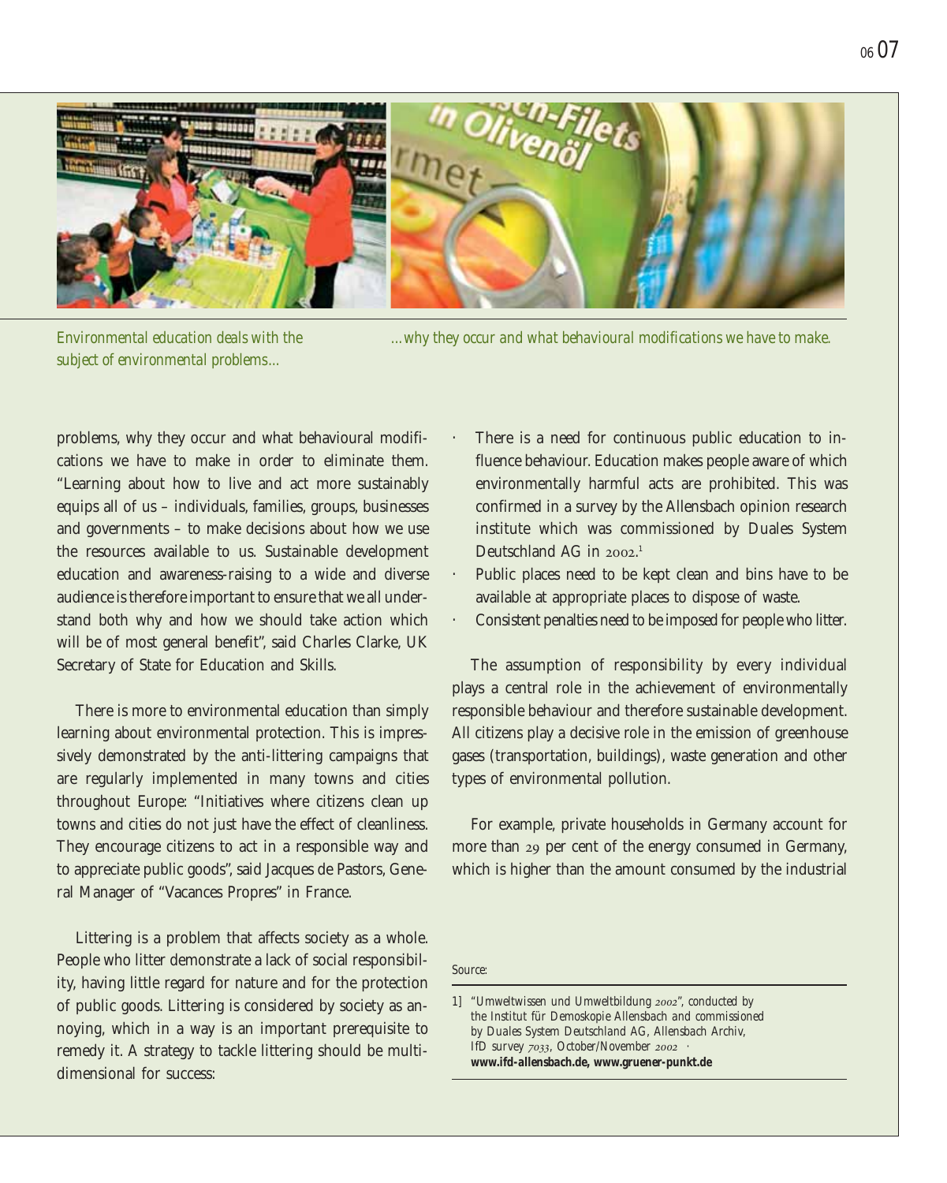*Environmental education deals with the subject of environmental problems...*

*...why they occur and what behavioural modifications we have to make.*

problems, why they occur and what behavioural modifications we have to make in order to eliminate them. "Learning about how to live and act more sustainably equips all of us – individuals, families, groups, businesses and governments – to make decisions about how we use the resources available to us. Sustainable development education and awareness-raising to a wide and diverse audience is therefore important to ensure that we all understand both why and how we should take action which will be of most general benefit", said Charles Clarke, UK Secretary of State for Education and Skills.

There is more to environmental education than simply learning about environmental protection. This is impressively demonstrated by the anti-littering campaigns that are regularly implemented in many towns and cities throughout Europe: "Initiatives where citizens clean up towns and cities do not just have the effect of cleanliness. They encourage citizens to act in a responsible way and to appreciate public goods", said Jacques de Pastors, General Manager of "Vacances Propres" in France.

Littering is a problem that affects society as a whole. People who litter demonstrate a lack of social responsibility, having little regard for nature and for the protection of public goods. Littering is considered by society as annoying, which in a way is an important prerequisite to remedy it. A strategy to tackle littering should be multi-dimensional for success:

- There is a need for continuous public education to influence behaviour. Education makes people aware of which environmentally harmful acts are prohibited. This was confirmed in a survey by the Allensbach opinion research institute which was commissioned by Duales System Deutschland AG in 2002.[1]
- Public places need to be kept clean and bins have to be available at appropriate places to dispose of waste.
- Consistent penalties need to be imposed for people who litter.

The assumption of responsibility by every individual plays a central role in the achievement of environmentally responsible behaviour and therefore sustainable development. All citizens play a decisive role in the emission of greenhouse gases (transportation, buildings), waste generation and other types of environmental pollution.

For example, private households in Germany account for more than 29 per cent of the energy consumed in Germany, which is higher than the amount consumed by the industrial

*Source:*

1] "Umweltwissen und Umweltbildung 2002", conducted by the Institut für Demoskopie Allensbach and commissioned by Duales System Deutschland AG, Allensbach Archiv, IfD survey 7033, October/November 2002 · **www.ifd-allensbach.de, www.gruener-punkt.de**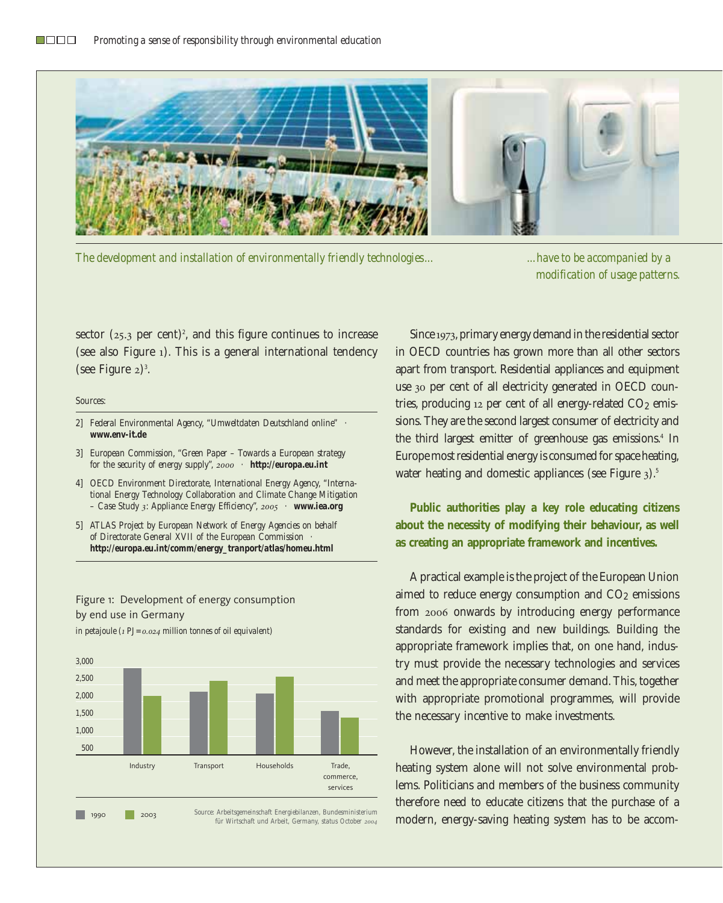The development and installation of environmentally friendly technologies...

...have to be accompanied by a modification of usage patterns.

sector (25.3 per cent)[2], and this figure continues to increase (see also Figure 1). This is a general international tendency (see Figure 2)[3].

Sources:

2] Federal Environmental Agency, "Umweltdaten Deutschland online" · **www.env-it.de**

3] European Commission, "Green Paper – Towards a European strategy for the security of energy supply", 2000 · **http://europa.eu.int**

4] OECD Environment Directorate, International Energy Agency, "International Energy Technology Collaboration and Climate Change Mitigation – Case Study 3: Appliance Energy Efficiency", 2005 · **www.iea.org**

5] ATLAS Project by European Network of Energy Agencies on behalf of Directorate General XVII of the European Commission · **http://europa.eu.int/comm/energy_tranport/atlas/homeu.html**

Figure 1: Development of energy consumption by end use in Germany

in petajoule (1 PJ = 0.024 million tonnes of oil equivalent)

| | Industry | Transport | Households | Trade, commerce, services |
|---|---|---|---|---|
| 1990 | ~2,800 | ~2,200 | ~2,150 | ~1,700 |
| 2003 | ~2,100 | ~2,550 | ~2,650 | ~1,500 |

Source: Arbeitsgemeinschaft Energiebilanzen, Bundesministerium für Wirtschaft und Arbeit, Germany, status October 2004

Since 1973, primary energy demand in the residential sector in OECD countries has grown more than all other sectors apart from transport. Residential appliances and equipment use 30 per cent of all electricity generated in OECD countries, producing 12 per cent of all energy-related $CO_2$ emissions. They are the second largest consumer of electricity and the third largest emitter of greenhouse gas emissions.[4] In Europe most residential energy is consumed for space heating, water heating and domestic appliances (see Figure 3).[5]

**Public authorities play a key role educating citizens about the necessity of modifying their behaviour, as well as creating an appropriate framework and incentives.**

A practical example is the project of the European Union aimed to reduce energy consumption and $CO_2$ emissions from 2006 onwards by introducing energy performance standards for existing and new buildings. Building the appropriate framework implies that, on one hand, industry must provide the necessary technologies and services and meet the appropriate consumer demand. This, together with appropriate promotional programmes, will provide the necessary incentive to make investments.

However, the installation of an environmentally friendly heating system alone will not solve environmental problems. Politicians and members of the business community therefore need to educate citizens that the purchase of a modern, energy-saving heating system has to be accom-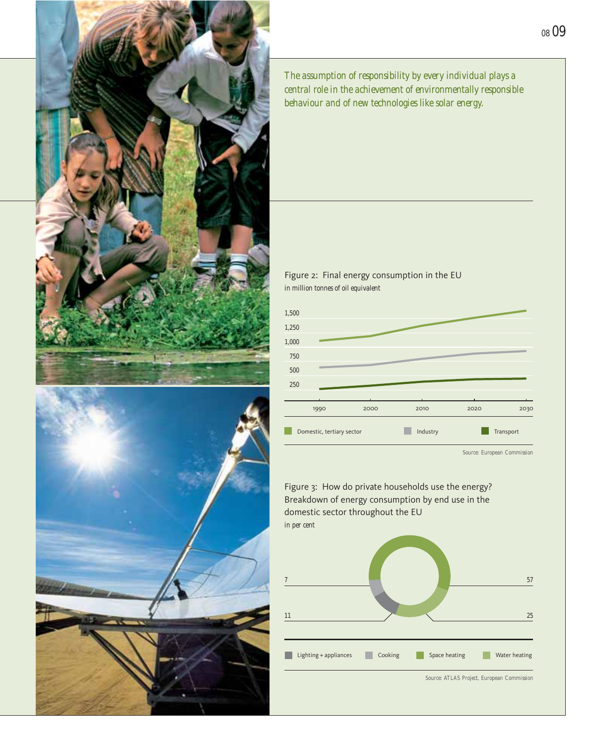*The assumption of responsibility by every individual plays a central role in the achievement of environmentally responsible behaviour and of new technologies like solar energy.*

Figure 2: Final energy consumption in the EU

*in million tonnes of oil equivalent*

1,500
1,250
1,000
750
500
250

1990 2000 2010 2020 2030

Domestic, tertiary sector Industry Transport

*Source: European Commission*

Figure 3: How do private households use the energy? Breakdown of energy consumption by end use in the domestic sector throughout the EU

*in per cent*

7 57

11 25

Lighting + appliances Cooking Space heating Water heating

*Source: ATLAS Project, European Commission*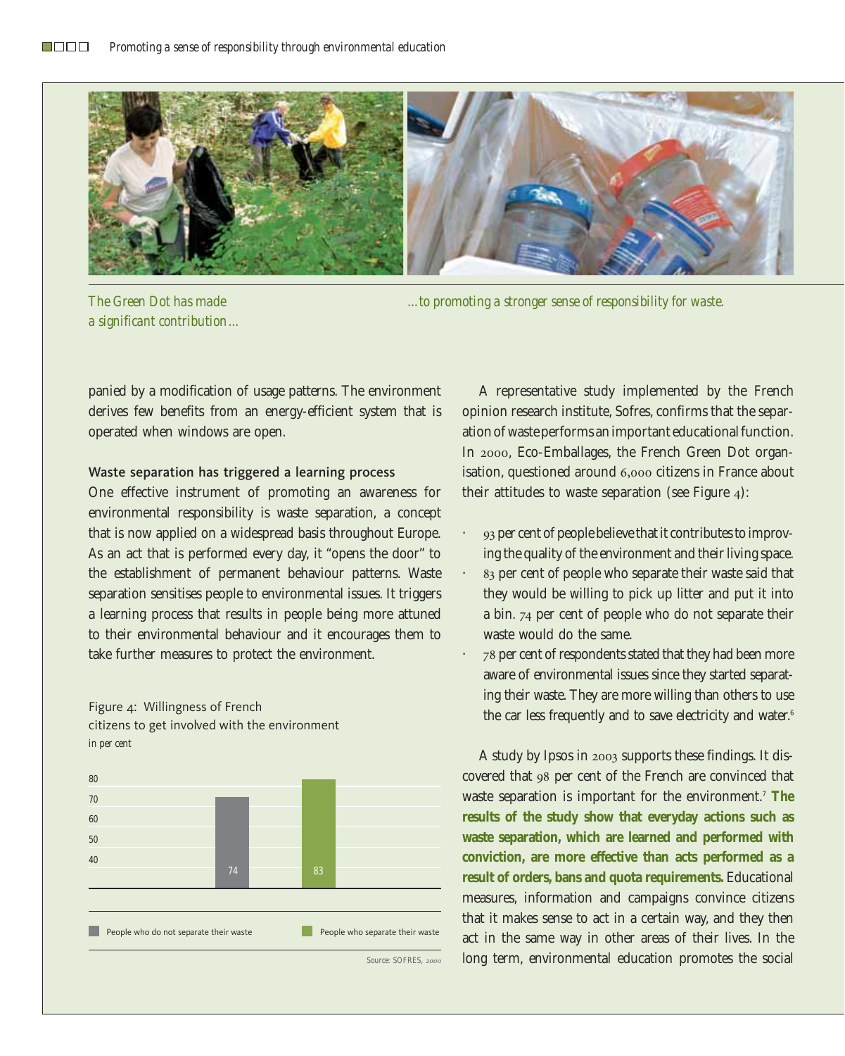*The Green Dot has made a significant contribution…*

*…to promoting a stronger sense of responsibility for waste.*

panied by a modification of usage patterns. The environment derives few benefits from an energy-efficient system that is operated when windows are open.

### Waste separation has triggered a learning process

One effective instrument of promoting an awareness for environmental responsibility is waste separation, a concept that is now applied on a widespread basis throughout Europe. As an act that is performed every day, it "opens the door" to the establishment of permanent behaviour patterns. Waste separation sensitises people to environmental issues. It triggers a learning process that results in people being more attuned to their environmental behaviour and it encourages them to take further measures to protect the environment.

Figure 4: Willingness of French citizens to get involved with the environment
*in per cent*

| | Per cent |
| --- | --- |
| People who do not separate their waste | 74 |
| People who separate their waste | 83 |

*Source: SOFRES, 2000*

A representative study implemented by the French opinion research institute, Sofres, confirms that the separation of waste performs an important educational function. In 2000, Eco-Emballages, the French Green Dot organisation, questioned around 6,000 citizens in France about their attitudes to waste separation (see Figure 4):

- 93 per cent of people believe that it contributes to improving the quality of the environment and their living space.
- 83 per cent of people who separate their waste said that they would be willing to pick up litter and put it into a bin. 74 per cent of people who do not separate their waste would do the same.
- 78 per cent of respondents stated that they had been more aware of environmental issues since they started separating their waste. They are more willing than others to use the car less frequently and to save electricity and water.[6]

A study by Ipsos in 2003 supports these findings. It discovered that 98 per cent of the French are convinced that waste separation is important for the environment.[7] **The results of the study show that everyday actions such as waste separation, which are learned and performed with conviction, are more effective than acts performed as a result of orders, bans and quota requirements.** Educational measures, information and campaigns convince citizens that it makes sense to act in a certain way, and they then act in the same way in other areas of their lives. In the long term, environmental education promotes the social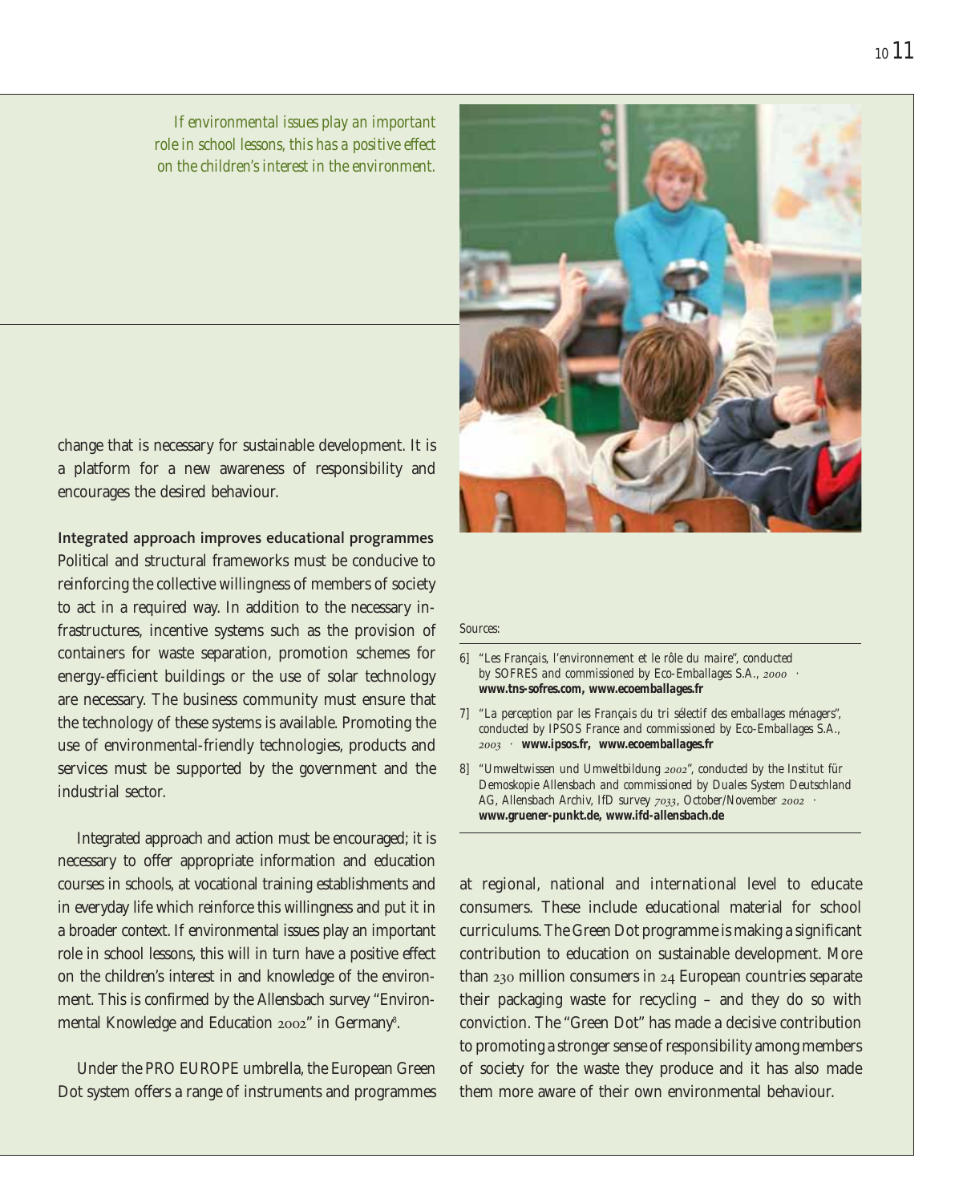*If environmental issues play an important role in school lessons, this has a positive effect on the children's interest in the environment.*

change that is necessary for sustainable development. It is a platform for a new awareness of responsibility and encourages the desired behaviour.

**Integrated approach improves educational programmes**

Political and structural frameworks must be conducive to reinforcing the collective willingness of members of society to act in a required way. In addition to the necessary infrastructures, incentive systems such as the provision of containers for waste separation, promotion schemes for energy-efficient buildings or the use of solar technology are necessary. The business community must ensure that the technology of these systems is available. Promoting the use of environmental-friendly technologies, products and services must be supported by the government and the industrial sector.

Integrated approach and action must be encouraged; it is necessary to offer appropriate information and education courses in schools, at vocational training establishments and in everyday life which reinforce this willingness and put it in a broader context. If environmental issues play an important role in school lessons, this will in turn have a positive effect on the children's interest in and knowledge of the environment. This is confirmed by the Allensbach survey "Environmental Knowledge and Education 2002" in Germany[8].

Under the PRO EUROPE umbrella, the European Green Dot system offers a range of instruments and programmes at regional, national and international level to educate consumers. These include educational material for school curriculums. The Green Dot programme is making a significant contribution to education on sustainable development. More than 230 million consumers in 24 European countries separate their packaging waste for recycling – and they do so with conviction. The "Green Dot" has made a decisive contribution to promoting a stronger sense of responsibility among members of society for the waste they produce and it has also made them more aware of their own environmental behaviour.

*Sources:*

6] "Les Français, l'environnement et le rôle du maire", conducted by SOFRES and commissioned by Eco-Emballages S.A., 2000 · **www.tns-sofres.com, www.ecoemballages.fr**

7] "La perception par les Français du tri sélectif des emballages ménagers", conducted by IPSOS France and commissioned by Eco-Emballages S.A., 2003 · **www.ipsos.fr, www.ecoemballages.fr**

8] "Umweltwissen und Umweltbildung 2002", conducted by the Institut für Demoskopie Allensbach and commissioned by Duales System Deutschland AG, Allensbach Archiv, IfD survey 7033, October/November 2002 · **www.gruener-punkt.de, www.ifd-allensbach.de**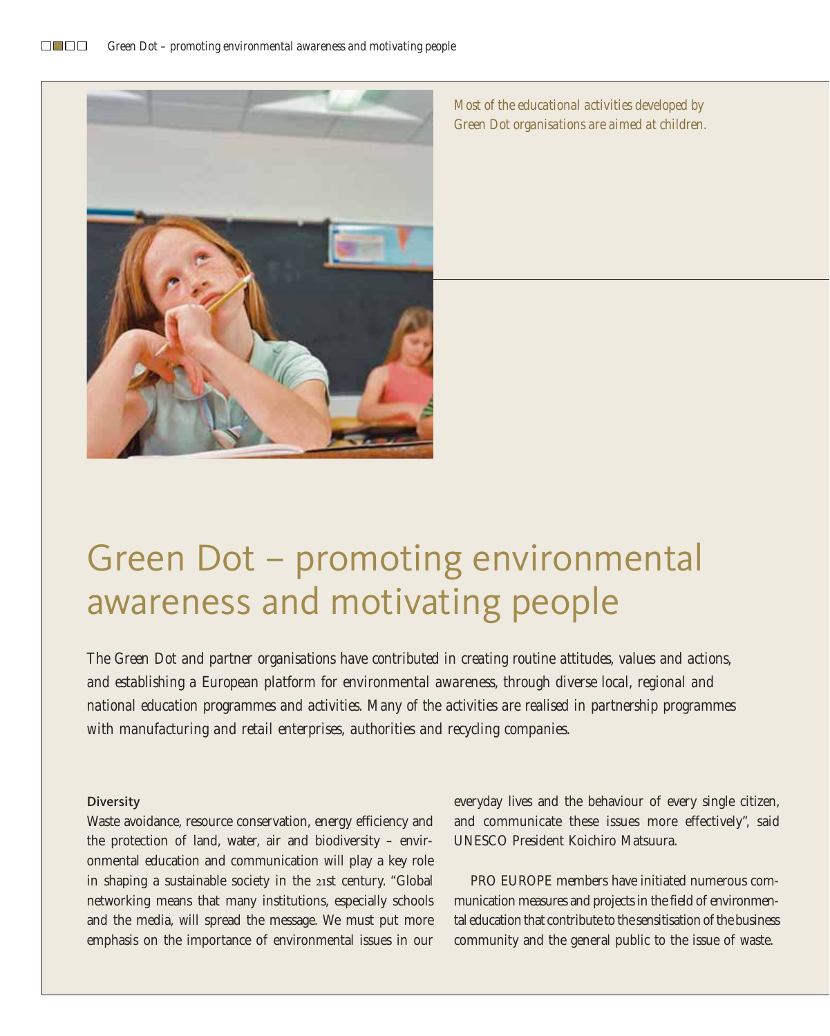*Most of the educational activities developed by Green Dot organisations are aimed at children.*

# Green Dot – promoting environmental awareness and motivating people

*The Green Dot and partner organisations have contributed in creating routine attitudes, values and actions, and establishing a European platform for environmental awareness, through diverse local, regional and national education programmes and activities. Many of the activities are realised in partnership programmes with manufacturing and retail enterprises, authorities and recycling companies.*

**Diversity**

Waste avoidance, resource conservation, energy efficiency and the protection of land, water, air and biodiversity – environmental education and communication will play a key role in shaping a sustainable society in the 21st century. "Global networking means that many institutions, especially schools and the media, will spread the message. We must put more emphasis on the importance of environmental issues in our everyday lives and the behaviour of every single citizen, and communicate these issues more effectively", said UNESCO President Koichiro Matsuura.

PRO EUROPE members have initiated numerous communication measures and projects in the field of environmental education that contribute to the sensitisation of the business community and the general public to the issue of waste.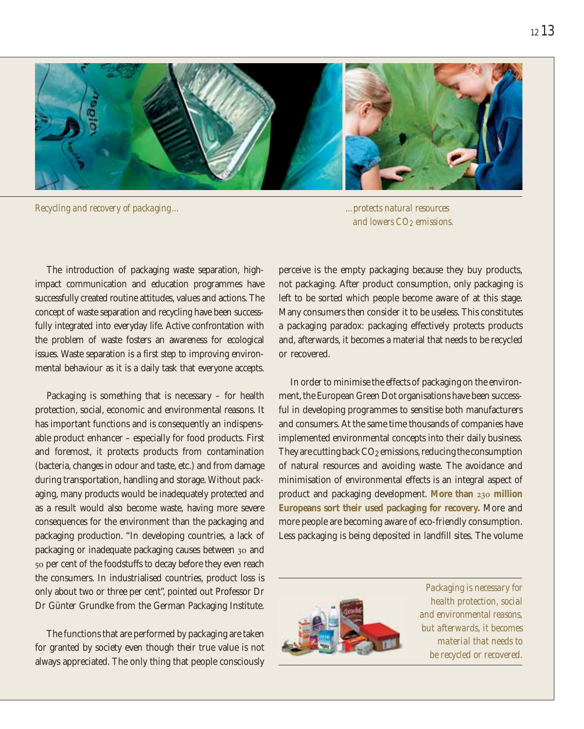*Recycling and recovery of packaging...*

*...protects natural resources and lowers $CO_2$ emissions.*

The introduction of packaging waste separation, high-impact communication and education programmes have successfully created routine attitudes, values and actions. The concept of waste separation and recycling have been successfully integrated into everyday life. Active confrontation with the problem of waste fosters an awareness for ecological issues. Waste separation is a first step to improving environmental behaviour as it is a daily task that everyone accepts.

Packaging is something that is necessary – for health protection, social, economic and environmental reasons. It has important functions and is consequently an indispensable product enhancer – especially for food products. First and foremost, it protects products from contamination (bacteria, changes in odour and taste, etc.) and from damage during transportation, handling and storage. Without packaging, many products would be inadequately protected and as a result would also become waste, having more severe consequences for the environment than the packaging and packaging production. "In developing countries, a lack of packaging or inadequate packaging causes between 30 and 50 per cent of the foodstuffs to decay before they even reach the consumers. In industrialised countries, product loss is only about two or three per cent", pointed out Professor Dr Dr Günter Grundke from the German Packaging Institute.

The functions that are performed by packaging are taken for granted by society even though their true value is not always appreciated. The only thing that people consciously perceive is the empty packaging because they buy products, not packaging. After product consumption, only packaging is left to be sorted which people become aware of at this stage. Many consumers then consider it to be useless. This constitutes a packaging paradox: packaging effectively protects products and, afterwards, it becomes a material that needs to be recycled or recovered.

In order to minimise the effects of packaging on the environment, the European Green Dot organisations have been successful in developing programmes to sensitise both manufacturers and consumers. At the same time thousands of companies have implemented environmental concepts into their daily business. They are cutting back $CO_2$ emissions, reducing the consumption of natural resources and avoiding waste. The avoidance and minimisation of environmental effects is an integral aspect of product and packaging development. **More than 230 million Europeans sort their used packaging for recovery.** More and more people are becoming aware of eco-friendly consumption. Less packaging is being deposited in landfill sites. The volume

*Packaging is necessary for health protection, social and environmental reasons, but afterwards, it becomes material that needs to be recycled or recovered.*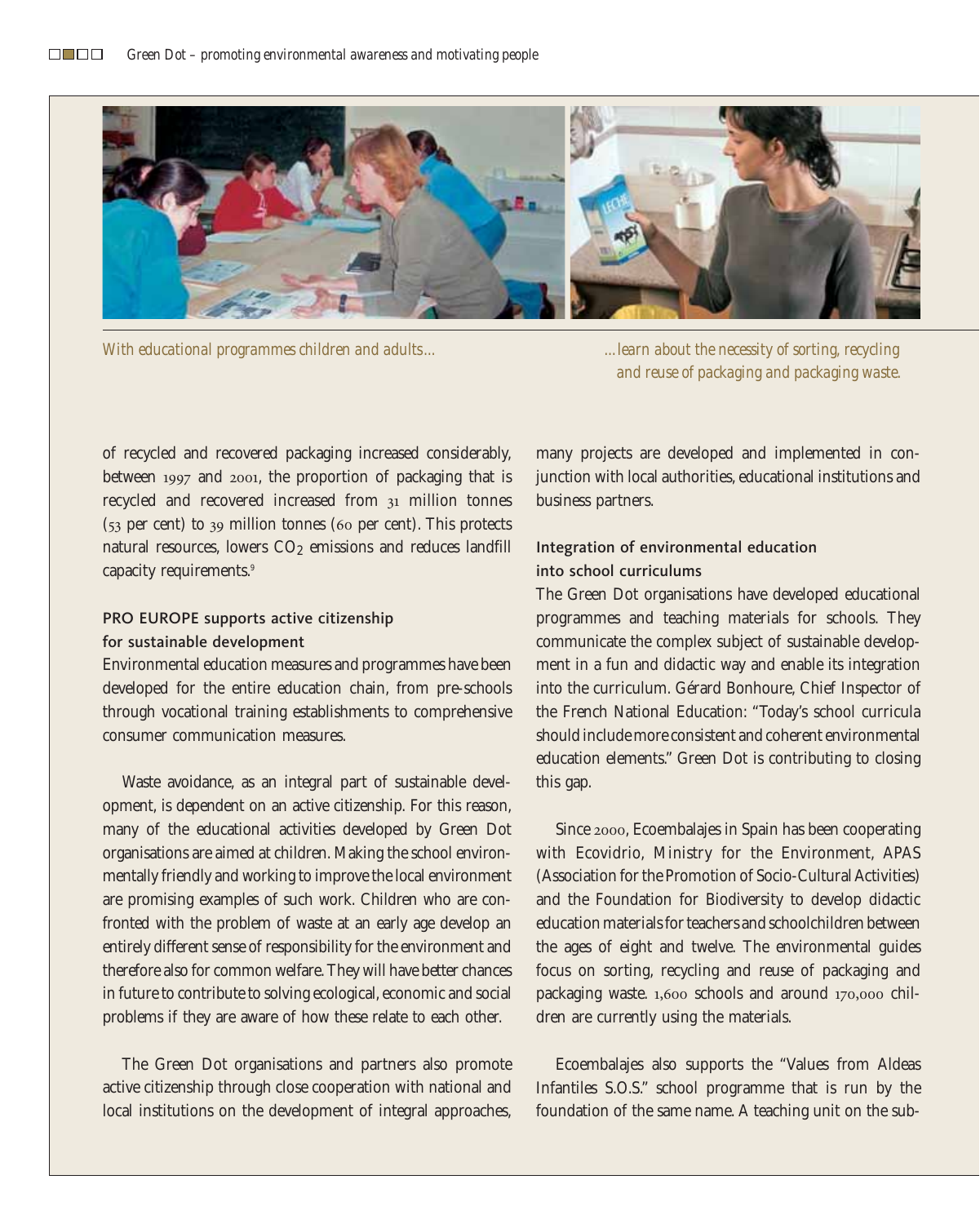*With educational programmes children and adults…*

*…learn about the necessity of sorting, recycling and reuse of packaging and packaging waste.*

of recycled and recovered packaging increased considerably, between 1997 and 2001, the proportion of packaging that is recycled and recovered increased from 31 million tonnes (53 per cent) to 39 million tonnes (60 per cent). This protects natural resources, lowers $CO_2$ emissions and reduces landfill capacity requirements.[9]

### PRO EUROPE supports active citizenship for sustainable development

Environmental education measures and programmes have been developed for the entire education chain, from pre-schools through vocational training establishments to comprehensive consumer communication measures.

Waste avoidance, as an integral part of sustainable development, is dependent on an active citizenship. For this reason, many of the educational activities developed by Green Dot organisations are aimed at children. Making the school environmentally friendly and working to improve the local environment are promising examples of such work. Children who are confronted with the problem of waste at an early age develop an entirely different sense of responsibility for the environment and therefore also for common welfare. They will have better chances in future to contribute to solving ecological, economic and social problems if they are aware of how these relate to each other.

The Green Dot organisations and partners also promote active citizenship through close cooperation with national and local institutions on the development of integral approaches, many projects are developed and implemented in conjunction with local authorities, educational institutions and business partners.

### Integration of environmental education into school curriculums

The Green Dot organisations have developed educational programmes and teaching materials for schools. They communicate the complex subject of sustainable development in a fun and didactic way and enable its integration into the curriculum. Gérard Bonhoure, Chief Inspector of the French National Education: "Today's school curricula should include more consistent and coherent environmental education elements." Green Dot is contributing to closing this gap.

Since 2000, Ecoembalajes in Spain has been cooperating with Ecovidrio, Ministry for the Environment, APAS (Association for the Promotion of Socio-Cultural Activities) and the Foundation for Biodiversity to develop didactic education materials for teachers and schoolchildren between the ages of eight and twelve. The environmental guides focus on sorting, recycling and reuse of packaging and packaging waste. 1,600 schools and around 170,000 children are currently using the materials.

Ecoembalajes also supports the "Values from Aldeas Infantiles S.O.S." school programme that is run by the foundation of the same name. A teaching unit on the sub-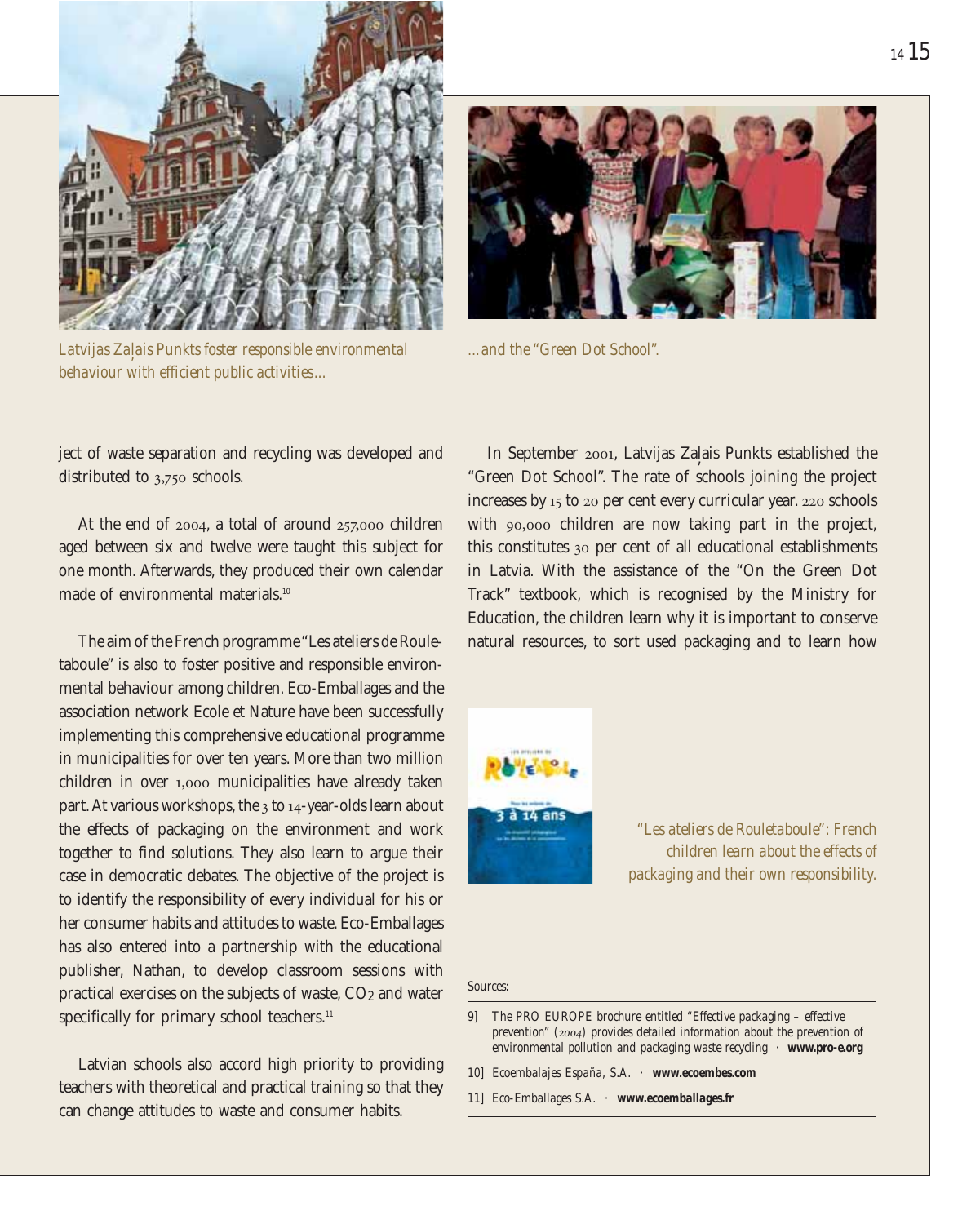Latvijas Zaļais Punkts foster responsible environmental behaviour with efficient public activities…

…and the "Green Dot School".

ject of waste separation and recycling was developed and distributed to 3,750 schools.

At the end of 2004, a total of around 257,000 children aged between six and twelve were taught this subject for one month. Afterwards, they produced their own calendar made of environmental materials.[10]

The aim of the French programme "Les ateliers de Rouletaboule" is also to foster positive and responsible environmental behaviour among children. Eco-Emballages and the association network Ecole et Nature have been successfully implementing this comprehensive educational programme in municipalities for over ten years. More than two million children in over 1,000 municipalities have already taken part. At various workshops, the 3 to 14-year-olds learn about the effects of packaging on the environment and work together to find solutions. They also learn to argue their case in democratic debates. The objective of the project is to identify the responsibility of every individual for his or her consumer habits and attitudes to waste. Eco-Emballages has also entered into a partnership with the educational publisher, Nathan, to develop classroom sessions with practical exercises on the subjects of waste, $CO_2$ and water specifically for primary school teachers.[11]

Latvian schools also accord high priority to providing teachers with theoretical and practical training so that they can change attitudes to waste and consumer habits.

In September 2001, Latvijas Zaļais Punkts established the "Green Dot School". The rate of schools joining the project increases by 15 to 20 per cent every curricular year. 220 schools with 90,000 children are now taking part in the project, this constitutes 30 per cent of all educational establishments in Latvia. With the assistance of the "On the Green Dot Track" textbook, which is recognised by the Ministry for Education, the children learn why it is important to conserve natural resources, to sort used packaging and to learn how

*"Les ateliers de Rouletaboule": French children learn about the effects of packaging and their own responsibility.*

Sources:

9] The PRO EUROPE brochure entitled "Effective packaging – effective prevention" (2004) provides detailed information about the prevention of environmental pollution and packaging waste recycling · **www.pro-e.org**

10] Ecoembalajes España, S.A. · **www.ecoembes.com**

11] Eco-Emballages S.A. · **www.ecoemballages.fr**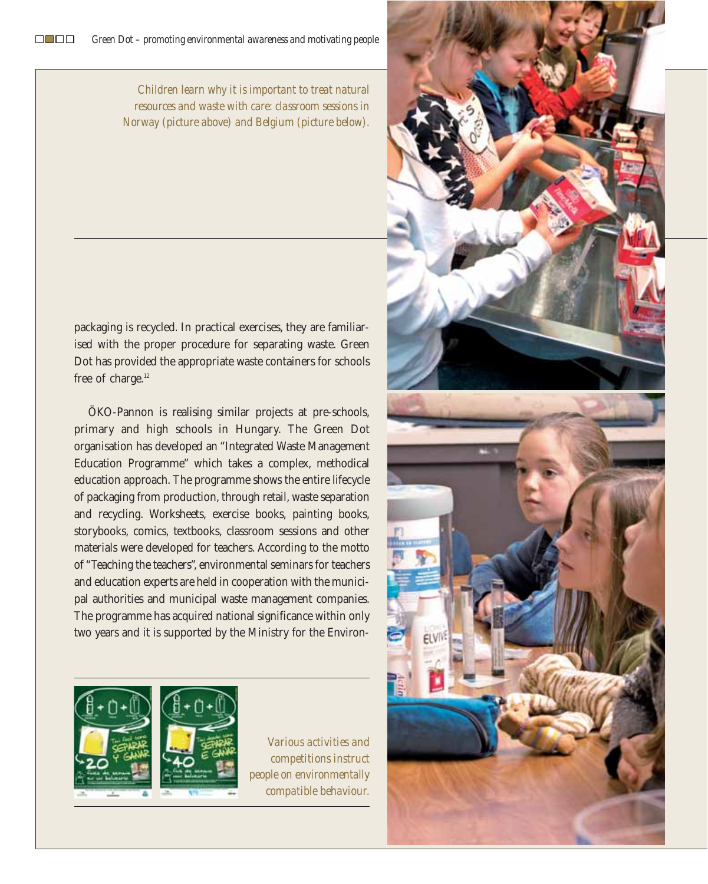*Children learn why it is important to treat natural resources and waste with care: classroom sessions in Norway (picture above) and Belgium (picture below).*

packaging is recycled. In practical exercises, they are familiarised with the proper procedure for separating waste. Green Dot has provided the appropriate waste containers for schools free of charge.[12]

ÖKO-Pannon is realising similar projects at pre-schools, primary and high schools in Hungary. The Green Dot organisation has developed an "Integrated Waste Management Education Programme" which takes a complex, methodical education approach. The programme shows the entire lifecycle of packaging from production, through retail, waste separation and recycling. Worksheets, exercise books, painting books, storybooks, comics, textbooks, classroom sessions and other materials were developed for teachers. According to the motto of "Teaching the teachers", environmental seminars for teachers and education experts are held in cooperation with the municipal authorities and municipal waste management companies. The programme has acquired national significance within only two years and it is supported by the Ministry for the Environ-

*Various activities and competitions instruct people on environmentally compatible behaviour.*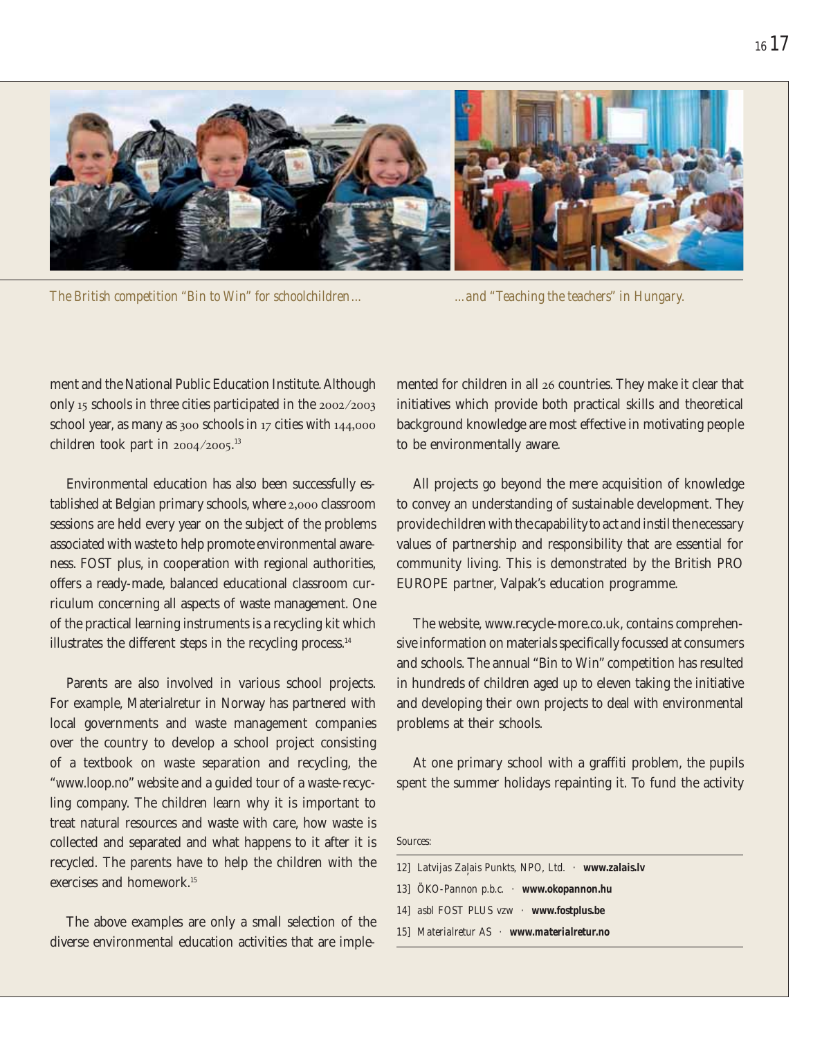*The British competition "Bin to Win" for schoolchildren…*

*…and "Teaching the teachers" in Hungary.*

ment and the National Public Education Institute. Although only 15 schools in three cities participated in the 2002/2003 school year, as many as 300 schools in 17 cities with 144,000 children took part in 2004/2005.[13]

Environmental education has also been successfully established at Belgian primary schools, where 2,000 classroom sessions are held every year on the subject of the problems associated with waste to help promote environmental awareness. FOST plus, in cooperation with regional authorities, offers a ready-made, balanced educational classroom curriculum concerning all aspects of waste management. One of the practical learning instruments is a recycling kit which illustrates the different steps in the recycling process.[14]

Parents are also involved in various school projects. For example, Materialretur in Norway has partnered with local governments and waste management companies over the country to develop a school project consisting of a textbook on waste separation and recycling, the "www.loop.no" website and a guided tour of a waste-recycling company. The children learn why it is important to treat natural resources and waste with care, how waste is collected and separated and what happens to it after it is recycled. The parents have to help the children with the exercises and homework.[15]

The above examples are only a small selection of the diverse environmental education activities that are implemented for children in all 26 countries. They make it clear that initiatives which provide both practical skills and theoretical background knowledge are most effective in motivating people to be environmentally aware.

All projects go beyond the mere acquisition of knowledge to convey an understanding of sustainable development. They provide children with the capability to act and instil the necessary values of partnership and responsibility that are essential for community living. This is demonstrated by the British PRO EUROPE partner, Valpak's education programme.

The website, www.recycle-more.co.uk, contains comprehensive information on materials specifically focussed at consumers and schools. The annual "Bin to Win" competition has resulted in hundreds of children aged up to eleven taking the initiative and developing their own projects to deal with environmental problems at their schools.

At one primary school with a graffiti problem, the pupils spent the summer holidays repainting it. To fund the activity

*Sources:*

12] Latvijas Zaļais Punkts, NPO, Ltd. · **www.zalais.lv**

13] ÖKO-Pannon p.b.c. · **www.okopannon.hu**

14] asbl FOST PLUS vzw · **www.fostplus.be**

15] Materialretur AS · **www.materialretur.no**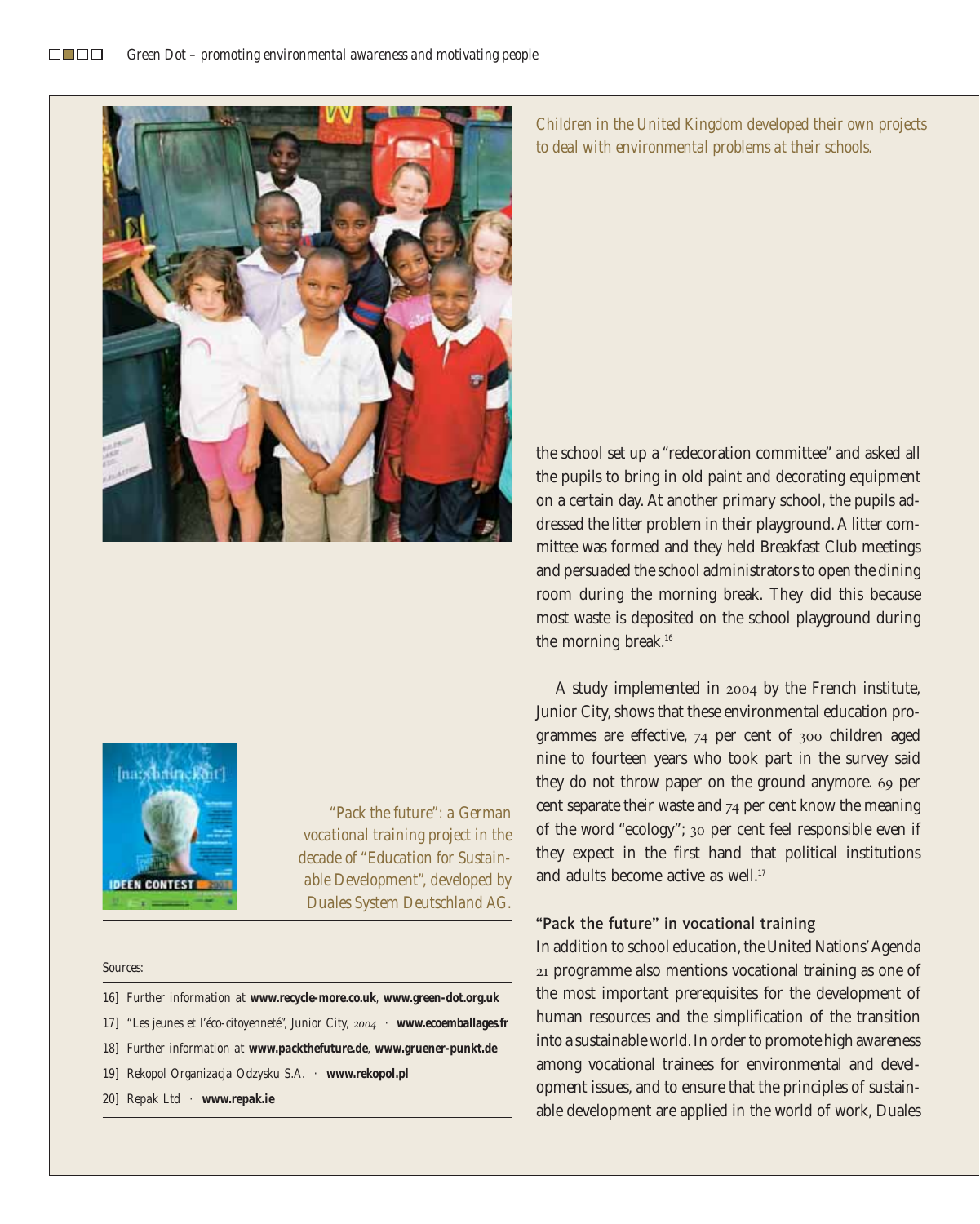*Children in the United Kingdom developed their own projects to deal with environmental problems at their schools.*

the school set up a "redecoration committee" and asked all the pupils to bring in old paint and decorating equipment on a certain day. At another primary school, the pupils addressed the litter problem in their playground. A litter committee was formed and they held Breakfast Club meetings and persuaded the school administrators to open the dining room during the morning break. They did this because most waste is deposited on the school playground during the morning break.[16]

A study implemented in 2004 by the French institute, Junior City, shows that these environmental education programmes are effective, 74 per cent of 300 children aged nine to fourteen years who took part in the survey said they do not throw paper on the ground anymore. 69 per cent separate their waste and 74 per cent know the meaning of the word "ecology"; 30 per cent feel responsible even if they expect in the first hand that political institutions and adults become active as well.[17]

*"Pack the future": a German vocational training project in the decade of "Education for Sustainable Development", developed by Duales System Deutschland AG.*

### "Pack the future" in vocational training

In addition to school education, the United Nations' Agenda 21 programme also mentions vocational training as one of the most important prerequisites for the development of human resources and the simplification of the transition into a sustainable world. In order to promote high awareness among vocational trainees for environmental and development issues, and to ensure that the principles of sustainable development are applied in the world of work, Duales

Sources:

16] Further information at **www.recycle-more.co.uk**, **www.green-dot.org.uk**

17] "Les jeunes et l'éco-citoyenneté", Junior City, 2004 · **www.ecoemballages.fr**

18] Further information at **www.packthefuture.de**, **www.gruener-punkt.de**

19] Rekopol Organizacja Odzysku S.A. · **www.rekopol.pl**

20] Repak Ltd · **www.repak.ie**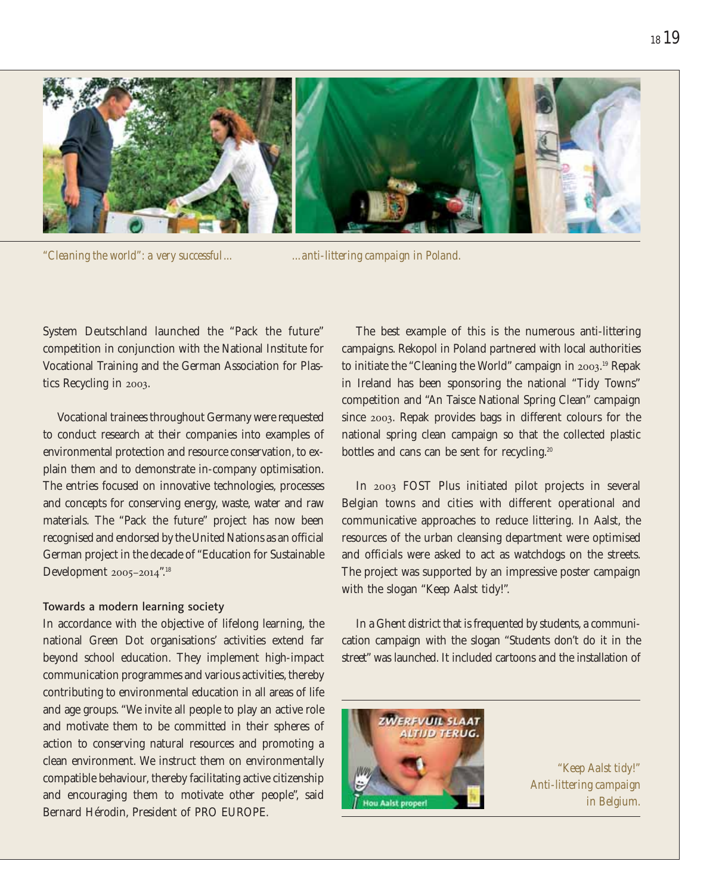*"Cleaning the world": a very successful ... ...anti-littering campaign in Poland.*

System Deutschland launched the "Pack the future" competition in conjunction with the National Institute for Vocational Training and the German Association for Plastics Recycling in 2003.

Vocational trainees throughout Germany were requested to conduct research at their companies into examples of environmental protection and resource conservation, to explain them and to demonstrate in-company optimisation. The entries focused on innovative technologies, processes and concepts for conserving energy, waste, water and raw materials. The "Pack the future" project has now been recognised and endorsed by the United Nations as an official German project in the decade of "Education for Sustainable Development 2005–2014".[18]

### Towards a modern learning society

In accordance with the objective of lifelong learning, the national Green Dot organisations' activities extend far beyond school education. They implement high-impact communication programmes and various activities, thereby contributing to environmental education in all areas of life and age groups. "We invite all people to play an active role and motivate them to be committed in their spheres of action to conserving natural resources and promoting a clean environment. We instruct them on environmentally compatible behaviour, thereby facilitating active citizenship and encouraging them to motivate other people", said Bernard Hérodin, President of PRO EUROPE.

The best example of this is the numerous anti-littering campaigns. Rekopol in Poland partnered with local authorities to initiate the "Cleaning the World" campaign in 2003.[19] Repak in Ireland has been sponsoring the national "Tidy Towns" competition and "An Taisce National Spring Clean" campaign since 2003. Repak provides bags in different colours for the national spring clean campaign so that the collected plastic bottles and cans can be sent for recycling.[20]

In 2003 FOST Plus initiated pilot projects in several Belgian towns and cities with different operational and communicative approaches to reduce littering. In Aalst, the resources of the urban cleansing department were optimised and officials were asked to act as watchdogs on the streets. The project was supported by an impressive poster campaign with the slogan "Keep Aalst tidy!".

In a Ghent district that is frequented by students, a communication campaign with the slogan "Students don't do it in the street" was launched. It included cartoons and the installation of

*"Keep Aalst tidy!" Anti-littering campaign in Belgium.*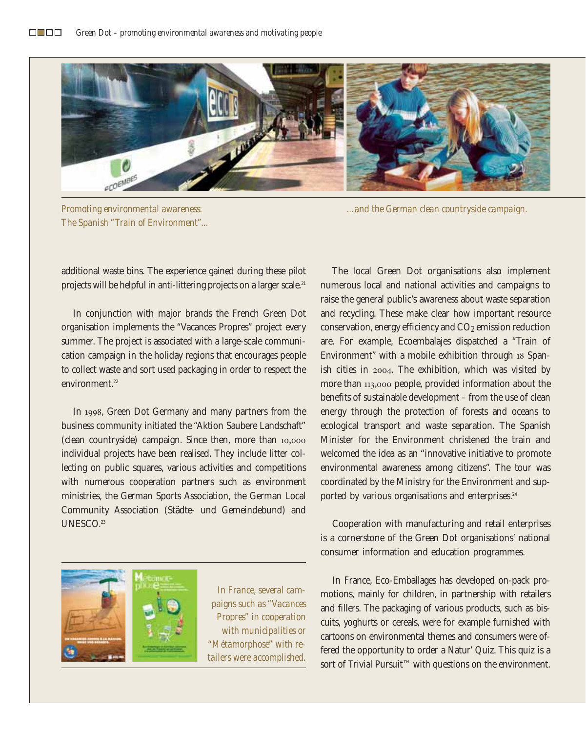Promoting environmental awareness: The Spanish "Train of Environment"...

...and the German clean countryside campaign.

additional waste bins. The experience gained during these pilot projects will be helpful in anti-littering projects on a larger scale.[21]

In conjunction with major brands the French Green Dot organisation implements the "Vacances Propres" project every summer. The project is associated with a large-scale communication campaign in the holiday regions that encourages people to collect waste and sort used packaging in order to respect the environment.[22]

In 1998, Green Dot Germany and many partners from the business community initiated the "Aktion Saubere Landschaft" (clean countryside) campaign. Since then, more than 10,000 individual projects have been realised. They include litter collecting on public squares, various activities and competitions with numerous cooperation partners such as environment ministries, the German Sports Association, the German Local Community Association (Städte- und Gemeindebund) and UNESCO.[23]

In France, several campaigns such as "Vacances Propres" in cooperation with municipalities or "Métamorphose" with retailers were accomplished.

The local Green Dot organisations also implement numerous local and national activities and campaigns to raise the general public's awareness about waste separation and recycling. These make clear how important resource conservation, energy efficiency and $CO_2$ emission reduction are. For example, Ecoembalajes dispatched a "Train of Environment" with a mobile exhibition through 18 Spanish cities in 2004. The exhibition, which was visited by more than 113,000 people, provided information about the benefits of sustainable development – from the use of clean energy through the protection of forests and oceans to ecological transport and waste separation. The Spanish Minister for the Environment christened the train and welcomed the idea as an "innovative initiative to promote environmental awareness among citizens". The tour was coordinated by the Ministry for the Environment and supported by various organisations and enterprises.[24]

Cooperation with manufacturing and retail enterprises is a cornerstone of the Green Dot organisations' national consumer information and education programmes.

In France, Eco-Emballages has developed on-pack promotions, mainly for children, in partnership with retailers and fillers. The packaging of various products, such as biscuits, yoghurts or cereals, were for example furnished with cartoons on environmental themes and consumers were offered the opportunity to order a Natur' Quiz. This quiz is a sort of Trivial Pursuit™ with questions on the environment.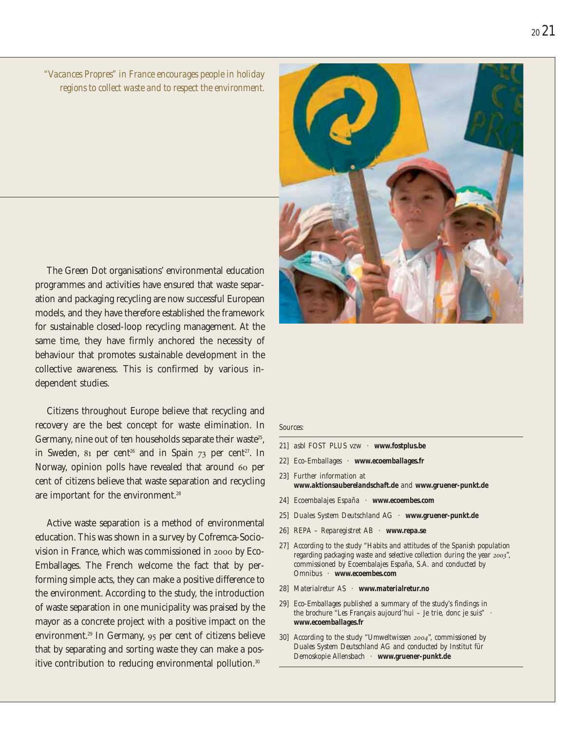*"Vacances Propres" in France encourages people in holiday regions to collect waste and to respect the environment.*

The Green Dot organisations' environmental education programmes and activities have ensured that waste separation and packaging recycling are now successful European models, and they have therefore established the framework for sustainable closed-loop recycling management. At the same time, they have firmly anchored the necessity of behaviour that promotes sustainable development in the collective awareness. This is confirmed by various independent studies.

Citizens throughout Europe believe that recycling and recovery are the best concept for waste elimination. In Germany, nine out of ten households separate their waste[25], in Sweden, 81 per cent[26] and in Spain 73 per cent[27]. In Norway, opinion polls have revealed that around 60 per cent of citizens believe that waste separation and recycling are important for the environment.[28]

Active waste separation is a method of environmental education. This was shown in a survey by Cofremca-Sociovision in France, which was commissioned in 2000 by Eco-Emballages. The French welcome the fact that by performing simple acts, they can make a positive difference to the environment. According to the study, the introduction of waste separation in one municipality was praised by the mayor as a concrete project with a positive impact on the environment.[29] In Germany, 95 per cent of citizens believe that by separating and sorting waste they can make a positive contribution to reducing environmental pollution.[30]

Sources:

21] asbl FOST PLUS vzw · **www.fostplus.be**

22] Eco-Emballages · **www.ecoemballages.fr**

23] Further information at **www.aktionsauberelandschaft.de** and **www.gruener-punkt.de**

24] Ecoembalajes España · **www.ecoembes.com**

25] Duales System Deutschland AG · **www.gruener-punkt.de**

26] REPA – Reparegistret AB · **www.repa.se**

27] According to the study "Habits and attitudes of the Spanish population regarding packaging waste and selective collection during the year 2003", commissioned by Ecoembalajes España, S.A. and conducted by Omnibus · **www.ecoembes.com**

28] Materialretur AS · **www.materialretur.no**

29] Eco-Emballages published a summary of the study's findings in the brochure "Les Français aujourd'hui – Je trie, donc je suis" · **www.ecoemballages.fr**

30] According to the study "Umweltwissen 2004", commissioned by Duales System Deutschland AG and conducted by Institut für Demoskopie Allensbach · **www.gruener-punkt.de**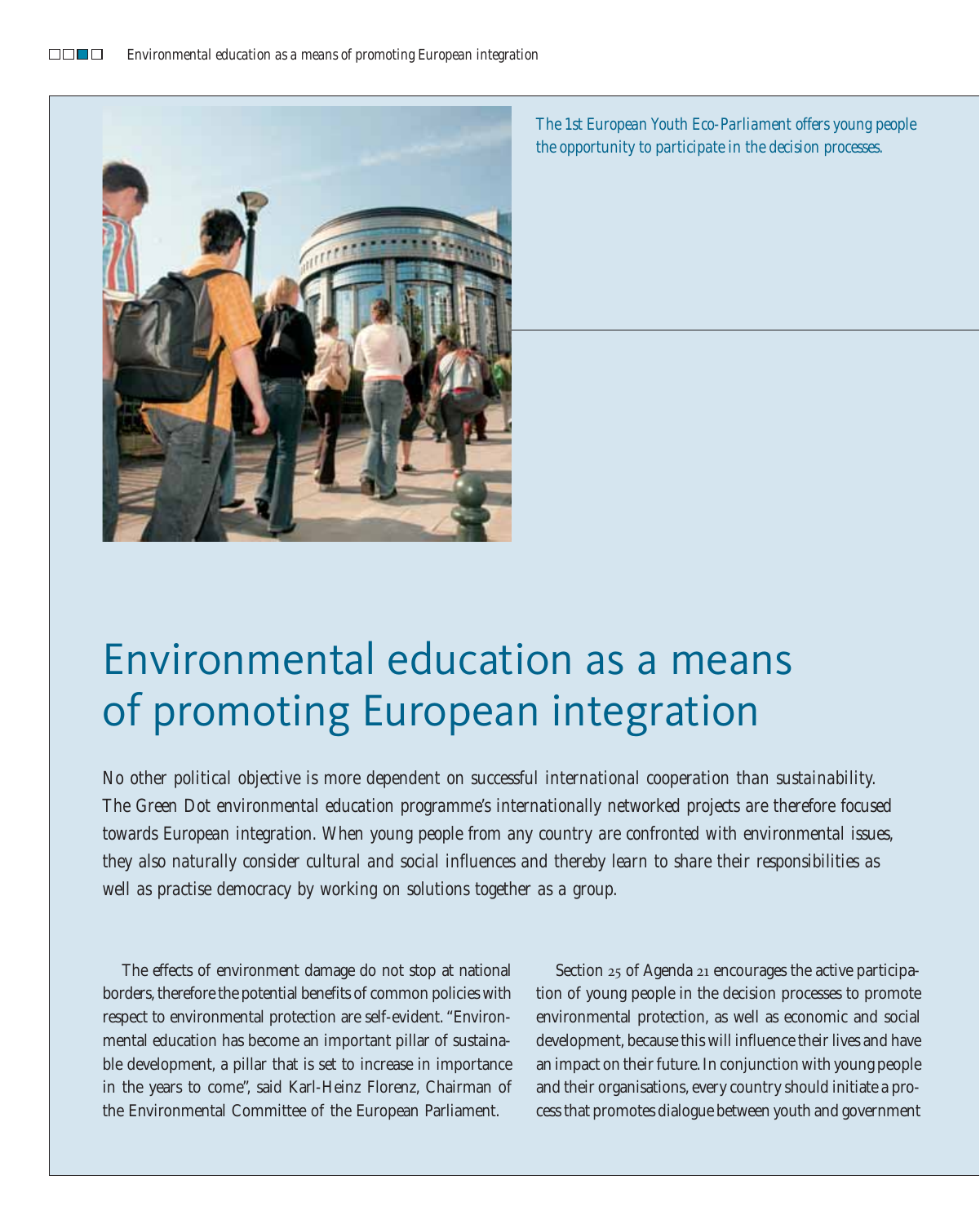*The 1st European Youth Eco-Parliament offers young people the opportunity to participate in the decision processes.*

# Environmental education as a means of promoting European integration

*No other political objective is more dependent on successful international cooperation than sustainability. The Green Dot environmental education programme's internationally networked projects are therefore focused towards European integration. When young people from any country are confronted with environmental issues, they also naturally consider cultural and social influences and thereby learn to share their responsibilities as well as practise democracy by working on solutions together as a group.*

The effects of environment damage do not stop at national borders, therefore the potential benefits of common policies with respect to environmental protection are self-evident. "Environmental education has become an important pillar of sustainable development, a pillar that is set to increase in importance in the years to come", said Karl-Heinz Florenz, Chairman of the Environmental Committee of the European Parliament.

Section 25 of Agenda 21 encourages the active participation of young people in the decision processes to promote environmental protection, as well as economic and social development, because this will influence their lives and have an impact on their future. In conjunction with young people and their organisations, every country should initiate a process that promotes dialogue between youth and government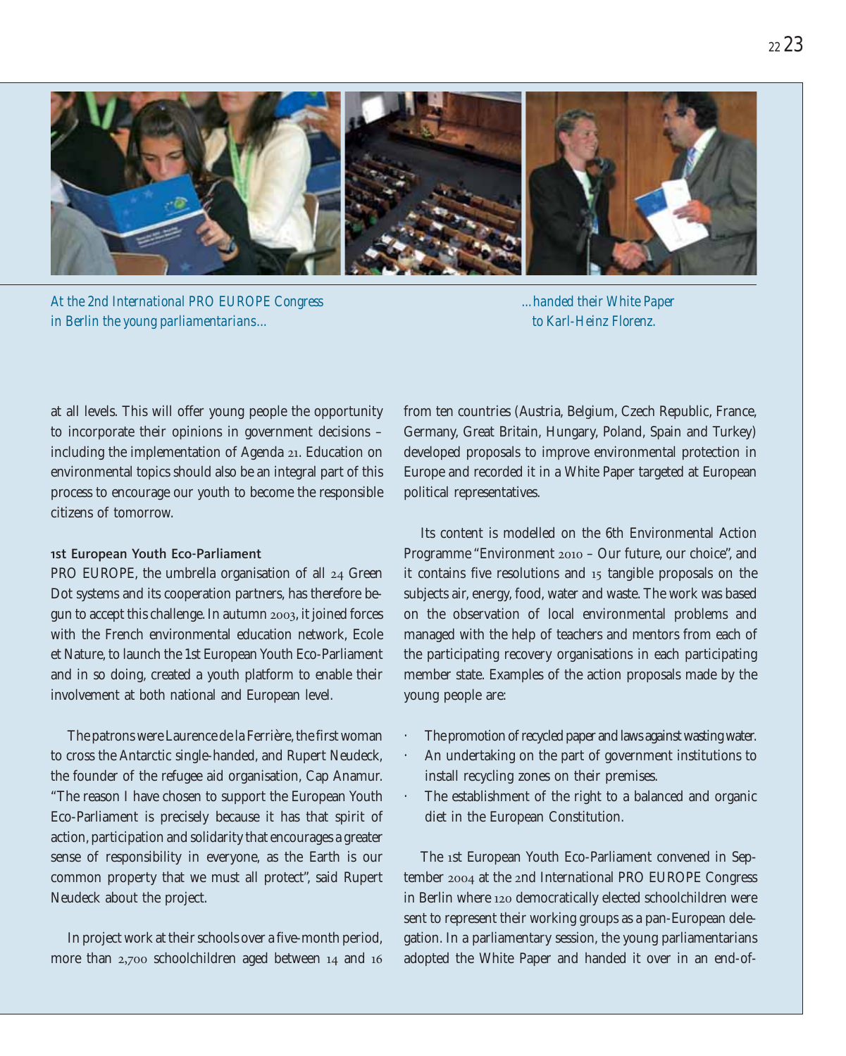*At the 2nd International PRO EUROPE Congress in Berlin the young parliamentarians...*

*...handed their White Paper to Karl-Heinz Florenz.*

at all levels. This will offer young people the opportunity to incorporate their opinions in government decisions – including the implementation of Agenda 21. Education on environmental topics should also be an integral part of this process to encourage our youth to become the responsible citizens of tomorrow.

**1st European Youth Eco-Parliament**

PRO EUROPE, the umbrella organisation of all 24 Green Dot systems and its cooperation partners, has therefore begun to accept this challenge. In autumn 2003, it joined forces with the French environmental education network, Ecole et Nature, to launch the 1st European Youth Eco-Parliament and in so doing, created a youth platform to enable their involvement at both national and European level.

The patrons were Laurence de la Ferrière, the first woman to cross the Antarctic single-handed, and Rupert Neudeck, the founder of the refugee aid organisation, Cap Anamur. "The reason I have chosen to support the European Youth Eco-Parliament is precisely because it has that spirit of action, participation and solidarity that encourages a greater sense of responsibility in everyone, as the Earth is our common property that we must all protect", said Rupert Neudeck about the project.

In project work at their schools over a five-month period, more than 2,700 schoolchildren aged between 14 and 16 from ten countries (Austria, Belgium, Czech Republic, France, Germany, Great Britain, Hungary, Poland, Spain and Turkey) developed proposals to improve environmental protection in Europe and recorded it in a White Paper targeted at European political representatives.

Its content is modelled on the 6th Environmental Action Programme "Environment 2010 – Our future, our choice", and it contains five resolutions and 15 tangible proposals on the subjects air, energy, food, water and waste. The work was based on the observation of local environmental problems and managed with the help of teachers and mentors from each of the participating recovery organisations in each participating member state. Examples of the action proposals made by the young people are:

- The promotion of recycled paper and laws against wasting water.
- An undertaking on the part of government institutions to install recycling zones on their premises.
- The establishment of the right to a balanced and organic diet in the European Constitution.

The 1st European Youth Eco-Parliament convened in September 2004 at the 2nd International PRO EUROPE Congress in Berlin where 120 democratically elected schoolchildren were sent to represent their working groups as a pan-European delegation. In a parliamentary session, the young parliamentarians adopted the White Paper and handed it over in an end-of-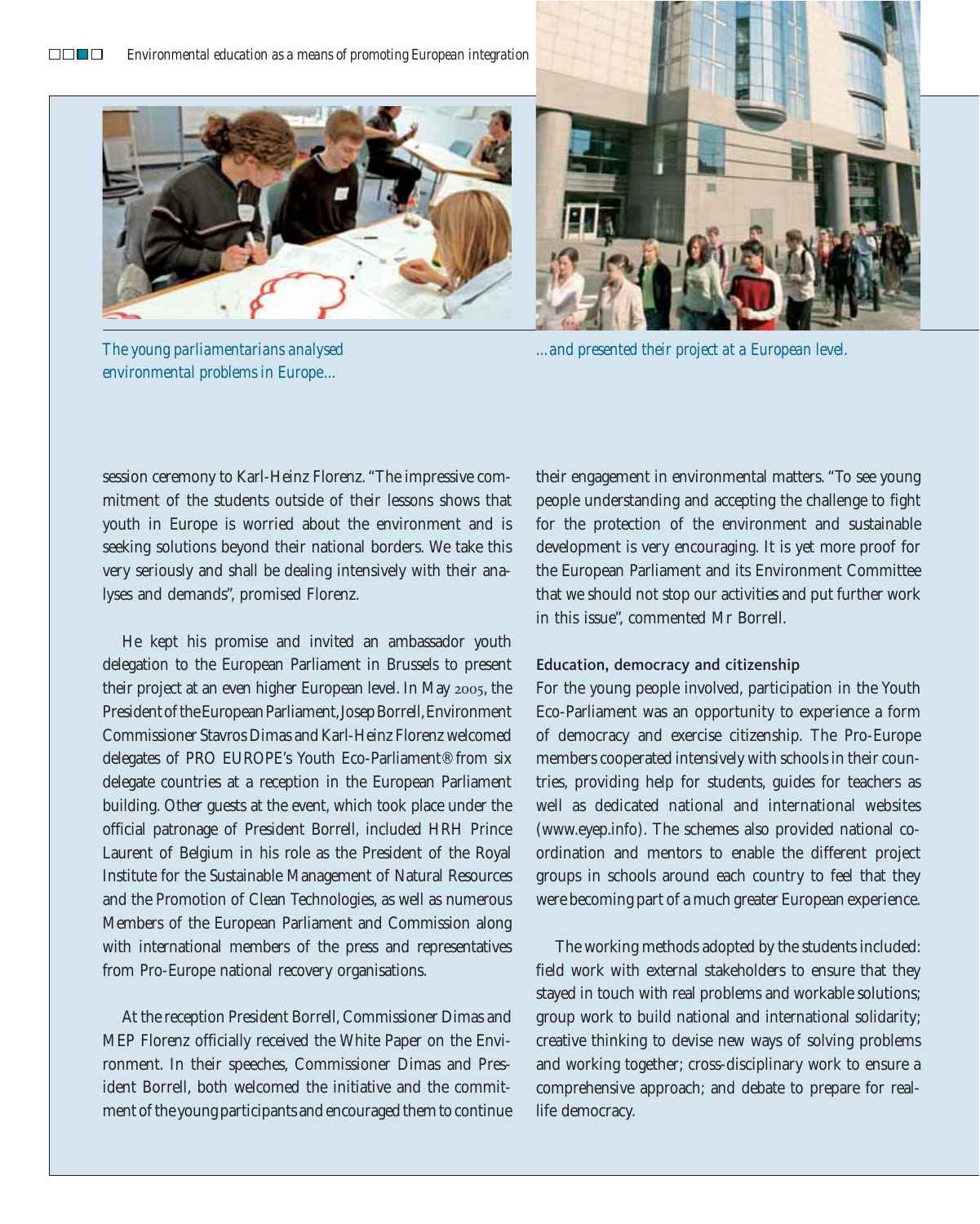The young parliamentarians analysed environmental problems in Europe…

…and presented their project at a European level.

session ceremony to Karl-Heinz Florenz. "The impressive commitment of the students outside of their lessons shows that youth in Europe is worried about the environment and is seeking solutions beyond their national borders. We take this very seriously and shall be dealing intensively with their analyses and demands", promised Florenz.

He kept his promise and invited an ambassador youth delegation to the European Parliament in Brussels to present their project at an even higher European level. In May 2005, the President of the European Parliament, Josep Borrell, Environment Commissioner Stavros Dimas and Karl-Heinz Florenz welcomed delegates of PRO EUROPE's Youth Eco-Parliament® from six delegate countries at a reception in the European Parliament building. Other guests at the event, which took place under the official patronage of President Borrell, included HRH Prince Laurent of Belgium in his role as the President of the Royal Institute for the Sustainable Management of Natural Resources and the Promotion of Clean Technologies, as well as numerous Members of the European Parliament and Commission along with international members of the press and representatives from Pro-Europe national recovery organisations.

At the reception President Borrell, Commissioner Dimas and MEP Florenz officially received the White Paper on the Environment. In their speeches, Commissioner Dimas and President Borrell, both welcomed the initiative and the commitment of the young participants and encouraged them to continue their engagement in environmental matters. "To see young people understanding and accepting the challenge to fight for the protection of the environment and sustainable development is very encouraging. It is yet more proof for the European Parliament and its Environment Committee that we should not stop our activities and put further work in this issue", commented Mr Borrell.

### Education, democracy and citizenship

For the young people involved, participation in the Youth Eco-Parliament was an opportunity to experience a form of democracy and exercise citizenship. The Pro-Europe members cooperated intensively with schools in their countries, providing help for students, guides for teachers as well as dedicated national and international websites (www.eyep.info). The schemes also provided national coordination and mentors to enable the different project groups in schools around each country to feel that they were becoming part of a much greater European experience.

The working methods adopted by the students included: field work with external stakeholders to ensure that they stayed in touch with real problems and workable solutions; group work to build national and international solidarity; creative thinking to devise new ways of solving problems and working together; cross-disciplinary work to ensure a comprehensive approach; and debate to prepare for real-life democracy.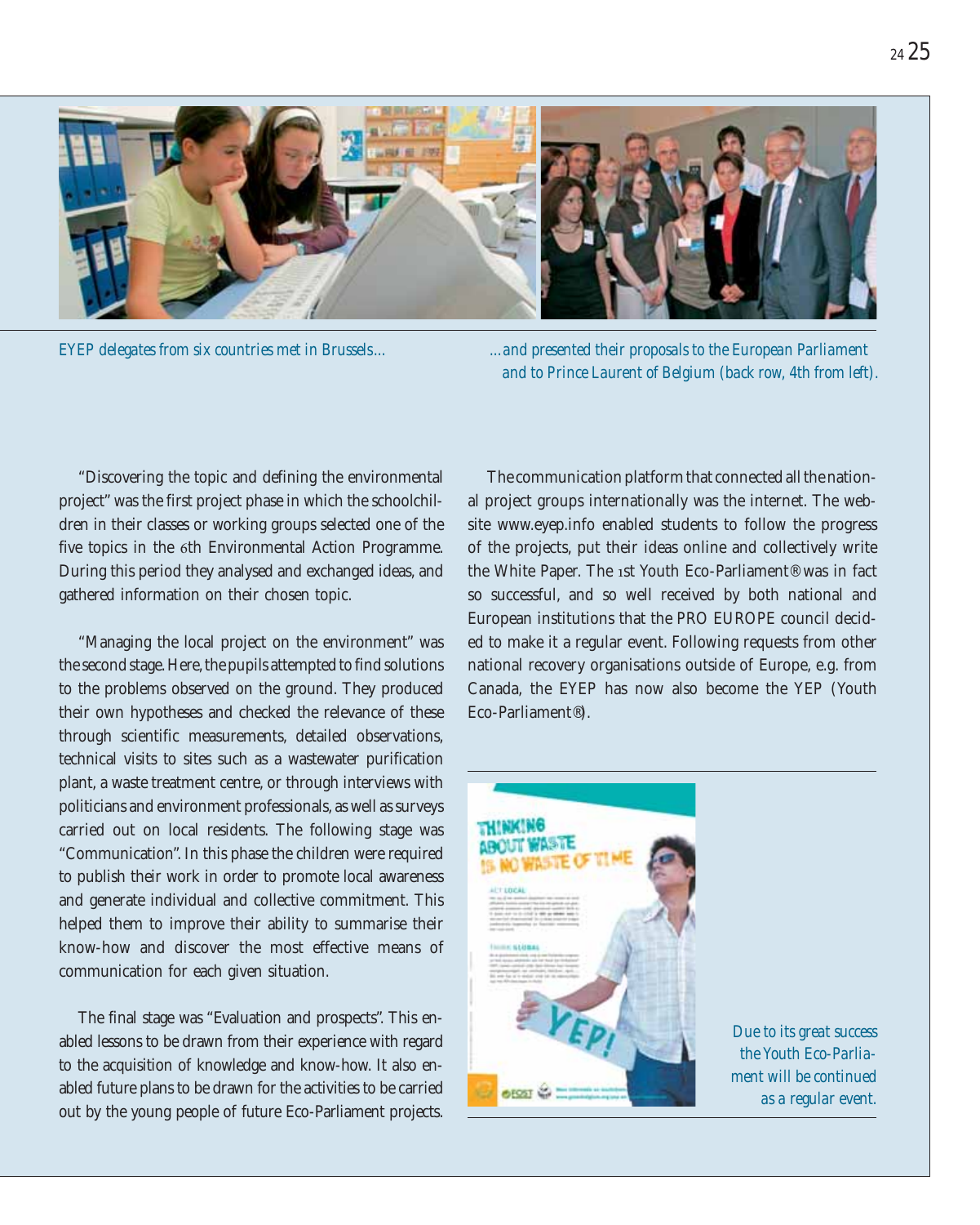*EYEP delegates from six countries met in Brussels...*

*...and presented their proposals to the European Parliament and to Prince Laurent of Belgium (back row, 4th from left).*

"Discovering the topic and defining the environmental project" was the first project phase in which the schoolchildren in their classes or working groups selected one of the five topics in the 6th Environmental Action Programme. During this period they analysed and exchanged ideas, and gathered information on their chosen topic.

"Managing the local project on the environment" was the second stage. Here, the pupils attempted to find solutions to the problems observed on the ground. They produced their own hypotheses and checked the relevance of these through scientific measurements, detailed observations, technical visits to sites such as a wastewater purification plant, a waste treatment centre, or through interviews with politicians and environment professionals, as well as surveys carried out on local residents. The following stage was "Communication". In this phase the children were required to publish their work in order to promote local awareness and generate individual and collective commitment. This helped them to improve their ability to summarise their know-how and discover the most effective means of communication for each given situation.

The final stage was "Evaluation and prospects". This enabled lessons to be drawn from their experience with regard to the acquisition of knowledge and know-how. It also enabled future plans to be drawn for the activities to be carried out by the young people of future Eco-Parliament projects.

The communication platform that connected all the national project groups internationally was the internet. The website www.eyep.info enabled students to follow the progress of the projects, put their ideas online and collectively write the White Paper. The 1st Youth Eco-Parliament® was in fact so successful, and so well received by both national and European institutions that the PRO EUROPE council decided to make it a regular event. Following requests from other national recovery organisations outside of Europe, e.g. from Canada, the EYEP has now also become the YEP (Youth Eco-Parliament®).

*Due to its great success the Youth Eco-Parliament will be continued as a regular event.*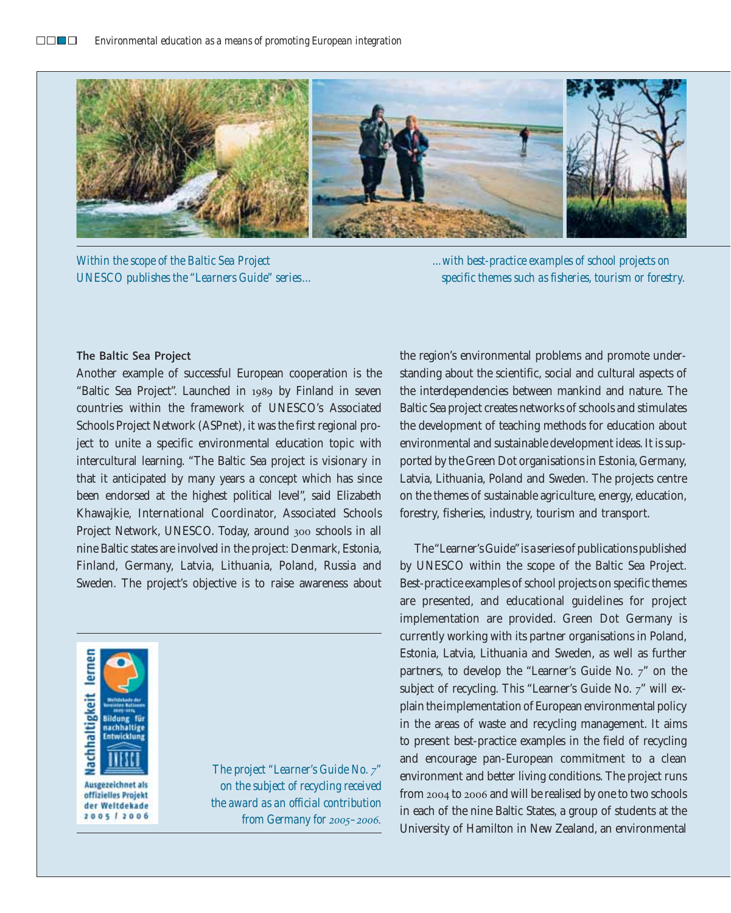*Within the scope of the Baltic Sea Project UNESCO publishes the "Learners Guide" series…*

*…with best-practice examples of school projects on specific themes such as fisheries, tourism or forestry.*

**The Baltic Sea Project**

Another example of successful European cooperation is the "Baltic Sea Project". Launched in 1989 by Finland in seven countries within the framework of UNESCO's Associated Schools Project Network (ASPnet), it was the first regional project to unite a specific environmental education topic with intercultural learning. "The Baltic Sea project is visionary in that it anticipated by many years a concept which has since been endorsed at the highest political level", said Elizabeth Khawajkie, International Coordinator, Associated Schools Project Network, UNESCO. Today, around 300 schools in all nine Baltic states are involved in the project: Denmark, Estonia, Finland, Germany, Latvia, Lithuania, Poland, Russia and Sweden. The project's objective is to raise awareness about the region's environmental problems and promote understanding about the scientific, social and cultural aspects of the interdependencies between mankind and nature. The Baltic Sea project creates networks of schools and stimulates the development of teaching methods for education about environmental and sustainable development ideas. It is supported by the Green Dot organisations in Estonia, Germany, Latvia, Lithuania, Poland and Sweden. The projects centre on the themes of sustainable agriculture, energy, education, forestry, fisheries, industry, tourism and transport.

The "Learner's Guide" is a series of publications published by UNESCO within the scope of the Baltic Sea Project. Best-practice examples of school projects on specific themes are presented, and educational guidelines for project implementation are provided. Green Dot Germany is currently working with its partner organisations in Poland, Estonia, Latvia, Lithuania and Sweden, as well as further partners, to develop the "Learner's Guide No. 7" on the subject of recycling. This "Learner's Guide No. 7" will explain the implementation of European environmental policy in the areas of waste and recycling management. It aims to present best-practice examples in the field of recycling and encourage pan-European commitment to a clean environment and better living conditions. The project runs from 2004 to 2006 and will be realised by one to two schools in each of the nine Baltic States, a group of students at the University of Hamilton in New Zealand, an environmental

Nachhaltigkeit lernen – Weltdekade der Vereinten Nationen 2005–2014 – Bildung für nachhaltige Entwicklung – UNESCO – Ausgezeichnet als offizielles Projekt der Weltdekade 2005 / 2006

*The project "Learner's Guide No. 7" on the subject of recycling received the award as an official contribution from Germany for 2005–2006.*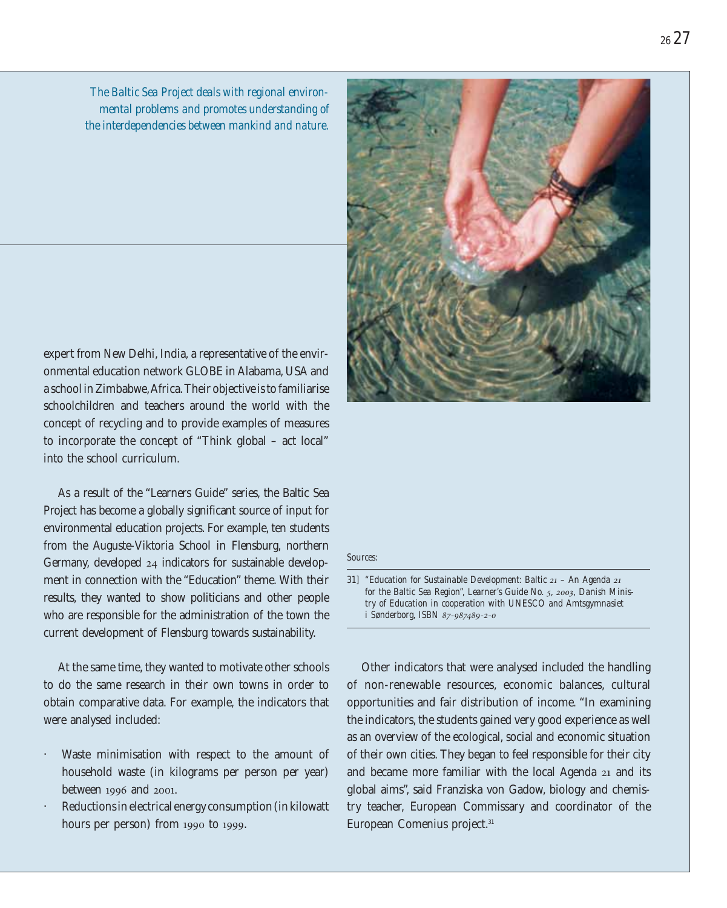*The Baltic Sea Project deals with regional environmental problems and promotes understanding of the interdependencies between mankind and nature.*

expert from New Delhi, India, a representative of the environmental education network GLOBE in Alabama, USA and a school in Zimbabwe, Africa. Their objective is to familiarise schoolchildren and teachers around the world with the concept of recycling and to provide examples of measures to incorporate the concept of "Think global – act local" into the school curriculum.

As a result of the "Learners Guide" series, the Baltic Sea Project has become a globally significant source of input for environmental education projects. For example, ten students from the Auguste-Viktoria School in Flensburg, northern Germany, developed 24 indicators for sustainable development in connection with the "Education" theme. With their results, they wanted to show politicians and other people who are responsible for the administration of the town the current development of Flensburg towards sustainability.

At the same time, they wanted to motivate other schools to do the same research in their own towns in order to obtain comparative data. For example, the indicators that were analysed included:

- Waste minimisation with respect to the amount of household waste (in kilograms per person per year) between 1996 and 2001.
- Reductions in electrical energy consumption (in kilowatt hours per person) from 1990 to 1999.

Other indicators that were analysed included the handling of non-renewable resources, economic balances, cultural opportunities and fair distribution of income. "In examining the indicators, the students gained very good experience as well as an overview of the ecological, social and economic situation of their own cities. They began to feel responsible for their city and became more familiar with the local Agenda 21 and its global aims", said Franziska von Gadow, biology and chemistry teacher, European Commissary and coordinator of the European Comenius project.[31]

Sources:

31] "Education for Sustainable Development: Baltic 21 – An Agenda 21 for the Baltic Sea Region", Learner's Guide No. 5, 2003, Danish Ministry of Education in cooperation with UNESCO and Amtsgymnasiet i Sønderborg, ISBN 87-987489-2-0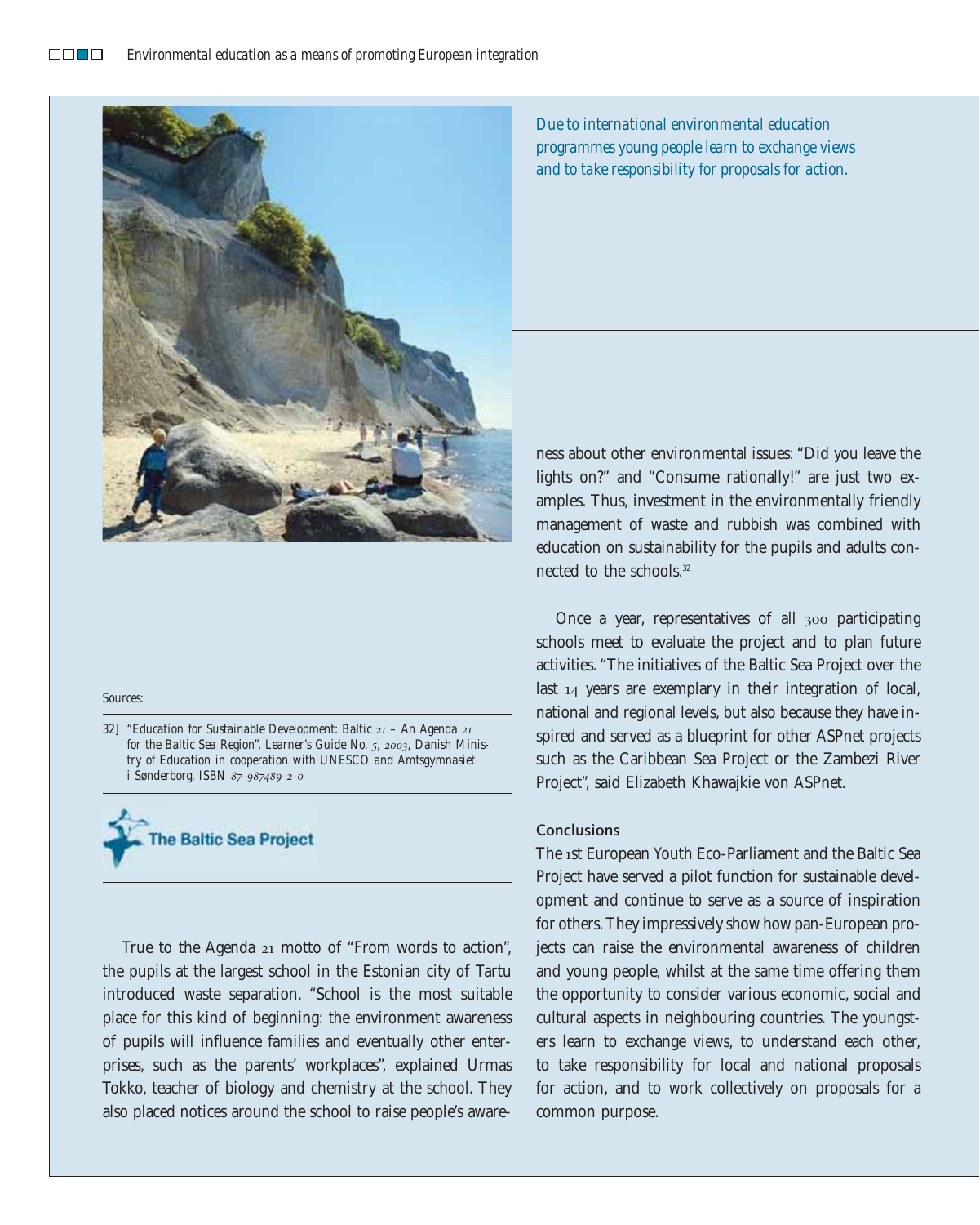*Due to international environmental education programmes young people learn to exchange views and to take responsibility for proposals for action.*

Sources:

32] "Education for Sustainable Development: Baltic 21 – An Agenda 21 for the Baltic Sea Region", Learner's Guide No. 5, 2003, Danish Ministry of Education in cooperation with UNESCO and Amtsgymnasiet i Sønderborg, ISBN 87-987489-2-0

The Baltic Sea Project

True to the Agenda 21 motto of "From words to action", the pupils at the largest school in the Estonian city of Tartu introduced waste separation. "School is the most suitable place for this kind of beginning: the environment awareness of pupils will influence families and eventually other enterprises, such as the parents' workplaces", explained Urmas Tokko, teacher of biology and chemistry at the school. They also placed notices around the school to raise people's awareness about other environmental issues: "Did you leave the lights on?" and "Consume rationally!" are just two examples. Thus, investment in the environmentally friendly management of waste and rubbish was combined with education on sustainability for the pupils and adults connected to the schools.[32]

Once a year, representatives of all 300 participating schools meet to evaluate the project and to plan future activities. "The initiatives of the Baltic Sea Project over the last 14 years are exemplary in their integration of local, national and regional levels, but also because they have inspired and served as a blueprint for other ASPnet projects such as the Caribbean Sea Project or the Zambezi River Project", said Elizabeth Khawajkie von ASPnet.

## Conclusions

The 1st European Youth Eco-Parliament and the Baltic Sea Project have served a pilot function for sustainable development and continue to serve as a source of inspiration for others. They impressively show how pan-European projects can raise the environmental awareness of children and young people, whilst at the same time offering them the opportunity to consider various economic, social and cultural aspects in neighbouring countries. The youngsters learn to exchange views, to understand each other, to take responsibility for local and national proposals for action, and to work collectively on proposals for a common purpose.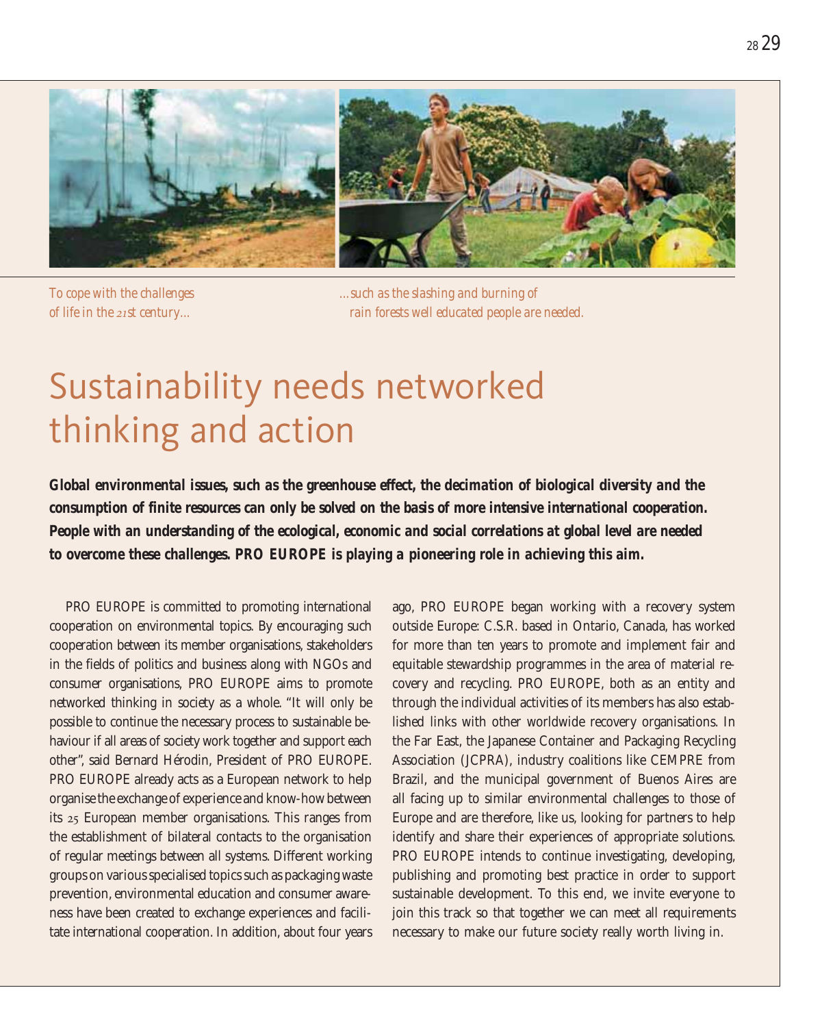*To cope with the challenges of life in the 21st century…*

*…such as the slashing and burning of rain forests well educated people are needed.*

# Sustainability needs networked thinking and action

***Global environmental issues, such as the greenhouse effect, the decimation of biological diversity and the consumption of finite resources can only be solved on the basis of more intensive international cooperation. People with an understanding of the ecological, economic and social correlations at global level are needed to overcome these challenges. PRO EUROPE is playing a pioneering role in achieving this aim.***

PRO EUROPE is committed to promoting international cooperation on environmental topics. By encouraging such cooperation between its member organisations, stakeholders in the fields of politics and business along with NGOs and consumer organisations, PRO EUROPE aims to promote networked thinking in society as a whole. “It will only be possible to continue the necessary process to sustainable behaviour if all areas of society work together and support each other”, said Bernard Hérodin, President of PRO EUROPE. PRO EUROPE already acts as a European network to help organise the exchange of experience and know-how between its 25 European member organisations. This ranges from the establishment of bilateral contacts to the organisation of regular meetings between all systems. Different working groups on various specialised topics such as packaging waste prevention, environmental education and consumer awareness have been created to exchange experiences and facilitate international cooperation. In addition, about four years ago, PRO EUROPE began working with a recovery system outside Europe: C.S.R. based in Ontario, Canada, has worked for more than ten years to promote and implement fair and equitable stewardship programmes in the area of material recovery and recycling. PRO EUROPE, both as an entity and through the individual activities of its members has also established links with other worldwide recovery organisations. In the Far East, the Japanese Container and Packaging Recycling Association (JCPRA), industry coalitions like CEMPRE from Brazil, and the municipal government of Buenos Aires are all facing up to similar environmental challenges to those of Europe and are therefore, like us, looking for partners to help identify and share their experiences of appropriate solutions. PRO EUROPE intends to continue investigating, developing, publishing and promoting best practice in order to support sustainable development. To this end, we invite everyone to join this track so that together we can meet all requirements necessary to make our future society really worth living in.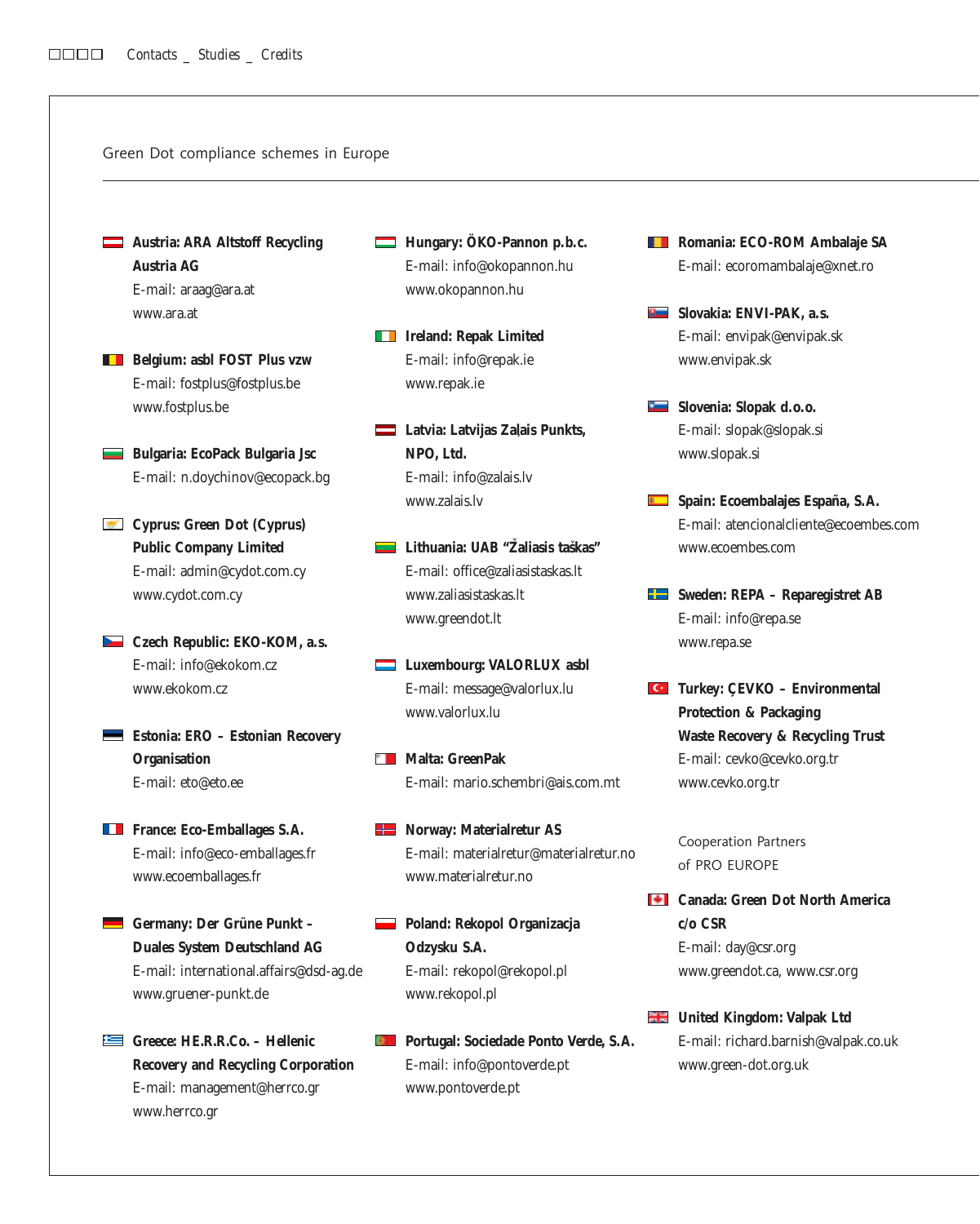## Green Dot compliance schemes in Europe

**Austria: ARA Altstoff Recycling Austria AG**
E-mail: araag@ara.at
www.ara.at

**Belgium: asbl FOST Plus vzw**
E-mail: fostplus@fostplus.be
www.fostplus.be

**Bulgaria: EcoPack Bulgaria Jsc**
E-mail: n.doychinov@ecopack.bg

**Cyprus: Green Dot (Cyprus) Public Company Limited**
E-mail: admin@cydot.com.cy
www.cydot.com.cy

**Czech Republic: EKO-KOM, a.s.**
E-mail: info@ekokom.cz
www.ekokom.cz

**Estonia: ERO – Estonian Recovery Organisation**
E-mail: eto@eto.ee

**France: Eco-Emballages S.A.**
E-mail: info@eco-emballages.fr
www.ecoemballages.fr

**Germany: Der Grüne Punkt – Duales System Deutschland AG**
E-mail: international.affairs@dsd-ag.de
www.gruener-punkt.de

**Greece: HE.R.R.Co. – Hellenic Recovery and Recycling Corporation**
E-mail: management@herrco.gr
www.herrco.gr

**Hungary: ÖKO-Pannon p.b.c.**
E-mail: info@okopannon.hu
www.okopannon.hu

**Ireland: Repak Limited**
E-mail: info@repak.ie
www.repak.ie

**Latvia: Latvijas Zaļais Punkts, NPO, Ltd.**
E-mail: info@zalais.lv
www.zalais.lv

**Lithuania: UAB "Žaliasis taškas"**
E-mail: office@zaliasistaskas.lt
www.zaliasistaskas.lt
www.greendot.lt

**Luxembourg: VALORLUX asbl**
E-mail: message@valorlux.lu
www.valorlux.lu

**Malta: GreenPak**
E-mail: mario.schembri@ais.com.mt

**Norway: Materialretur AS**
E-mail: materialretur@materialretur.no
www.materialretur.no

**Poland: Rekopol Organizacja Odzysku S.A.**
E-mail: rekopol@rekopol.pl
www.rekopol.pl

**Portugal: Sociedade Ponto Verde, S.A.**
E-mail: info@pontoverde.pt
www.pontoverde.pt

**Romania: ECO-ROM Ambalaje SA**
E-mail: ecoromambalaje@xnet.ro

**Slovakia: ENVI-PAK, a.s.**
E-mail: envipak@envipak.sk
www.envipak.sk

**Slovenia: Slopak d.o.o.**
E-mail: slopak@slopak.si
www.slopak.si

**Spain: Ecoembalajes España, S.A.**
E-mail: atencionalcliente@ecoembes.com
www.ecoembes.com

**Sweden: REPA – Reparegistret AB**
E-mail: info@repa.se
www.repa.se

**Turkey: ÇEVKO – Environmental Protection & Packaging Waste Recovery & Recycling Trust**
E-mail: cevko@cevko.org.tr
www.cevko.org.tr

### Cooperation Partners of PRO EUROPE

**Canada: Green Dot North America c/o CSR**
E-mail: day@csr.org
www.greendot.ca, www.csr.org

**United Kingdom: Valpak Ltd**
E-mail: richard.barnish@valpak.co.uk
www.green-dot.org.uk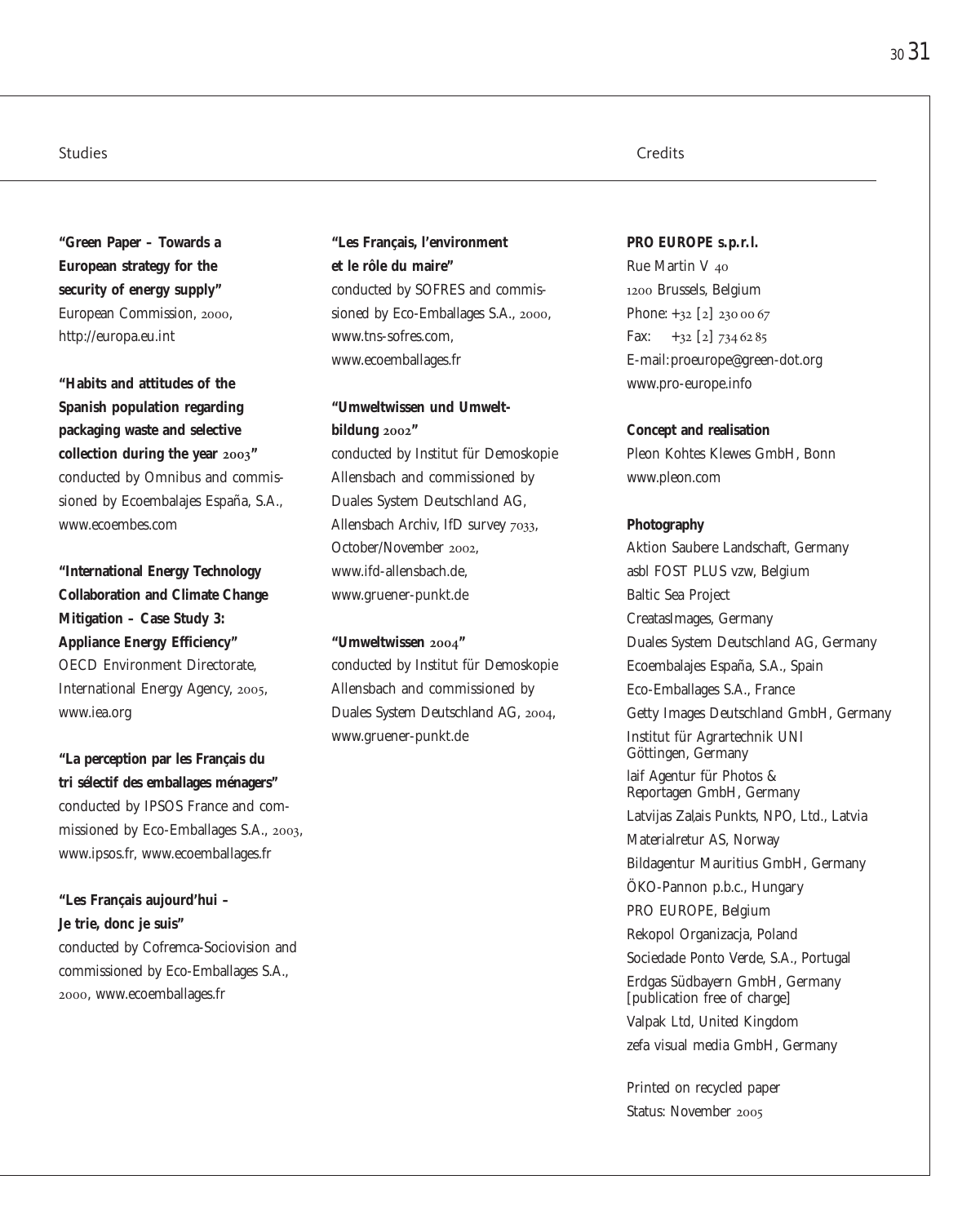## Studies

**"Green Paper – Towards a European strategy for the security of energy supply"**
European Commission, 2000, http://europa.eu.int

**"Habits and attitudes of the Spanish population regarding packaging waste and selective collection during the year 2003"**
conducted by Omnibus and commissioned by Ecoembalajes España, S.A., www.ecoembes.com

**"International Energy Technology Collaboration and Climate Change Mitigation – Case Study 3: Appliance Energy Efficiency"**
OECD Environment Directorate, International Energy Agency, 2005, www.iea.org

**"La perception par les Français du tri sélectif des emballages ménagers"**
conducted by IPSOS France and commissioned by Eco-Emballages S.A., 2003, www.ipsos.fr, www.ecoemballages.fr

**"Les Français aujourd'hui – Je trie, donc je suis"**
conducted by Cofremca-Sociovision and commissioned by Eco-Emballages S.A., 2000, www.ecoemballages.fr

**"Les Français, l'environment et le rôle du maire"**
conducted by SOFRES and commissioned by Eco-Emballages S.A., 2000, www.tns-sofres.com, www.ecoemballages.fr

**"Umweltwissen und Umweltbildung 2002"**
conducted by Institut für Demoskopie Allensbach and commissioned by Duales System Deutschland AG, Allensbach Archiv, IfD survey 7033, October/November 2002, www.ifd-allensbach.de, www.gruener-punkt.de

**"Umweltwissen 2004"**
conducted by Institut für Demoskopie Allensbach and commissioned by Duales System Deutschland AG, 2004, www.gruener-punkt.de

## Credits

**PRO EUROPE s.p.r.l.**
Rue Martin V 40
1200 Brussels, Belgium
Phone: +32 [2] 230 00 67
Fax: +32 [2] 734 62 85
E-mail: proeurope@green-dot.org
www.pro-europe.info

**Concept and realisation**
Pleon Kohtes Klewes GmbH, Bonn
www.pleon.com

**Photography**
Aktion Saubere Landschaft, Germany
asbl FOST PLUS vzw, Belgium
Baltic Sea Project
CreatasImages, Germany
Duales System Deutschland AG, Germany
Ecoembalajes España, S.A., Spain
Eco-Emballages S.A., France
Getty Images Deutschland GmbH, Germany
Institut für Agrartechnik UNI Göttingen, Germany
laif Agentur für Photos & Reportagen GmbH, Germany
Latvijas Zaļais Punkts, NPO, Ltd., Latvia
Materialretur AS, Norway
Bildagentur Mauritius GmbH, Germany
ÖKO-Pannon p.b.c., Hungary
PRO EUROPE, Belgium
Rekopol Organizacja, Poland
Sociedade Ponto Verde, S.A., Portugal
Erdgas Südbayern GmbH, Germany [publication free of charge]
Valpak Ltd, United Kingdom
zefa visual media GmbH, Germany

Printed on recycled paper
Status: November 2005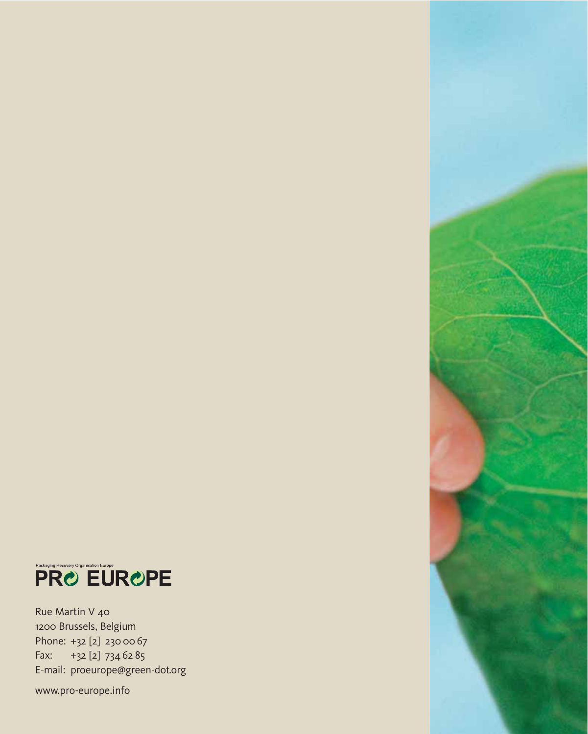Packaging Recovery Organisation Europe

**PRO EUROPE**

Rue Martin V 40
1200 Brussels, Belgium
Phone: +32 [2] 230 00 67
Fax: +32 [2] 734 62 85
E-mail: proeurope@green-dot.org

www.pro-europe.info